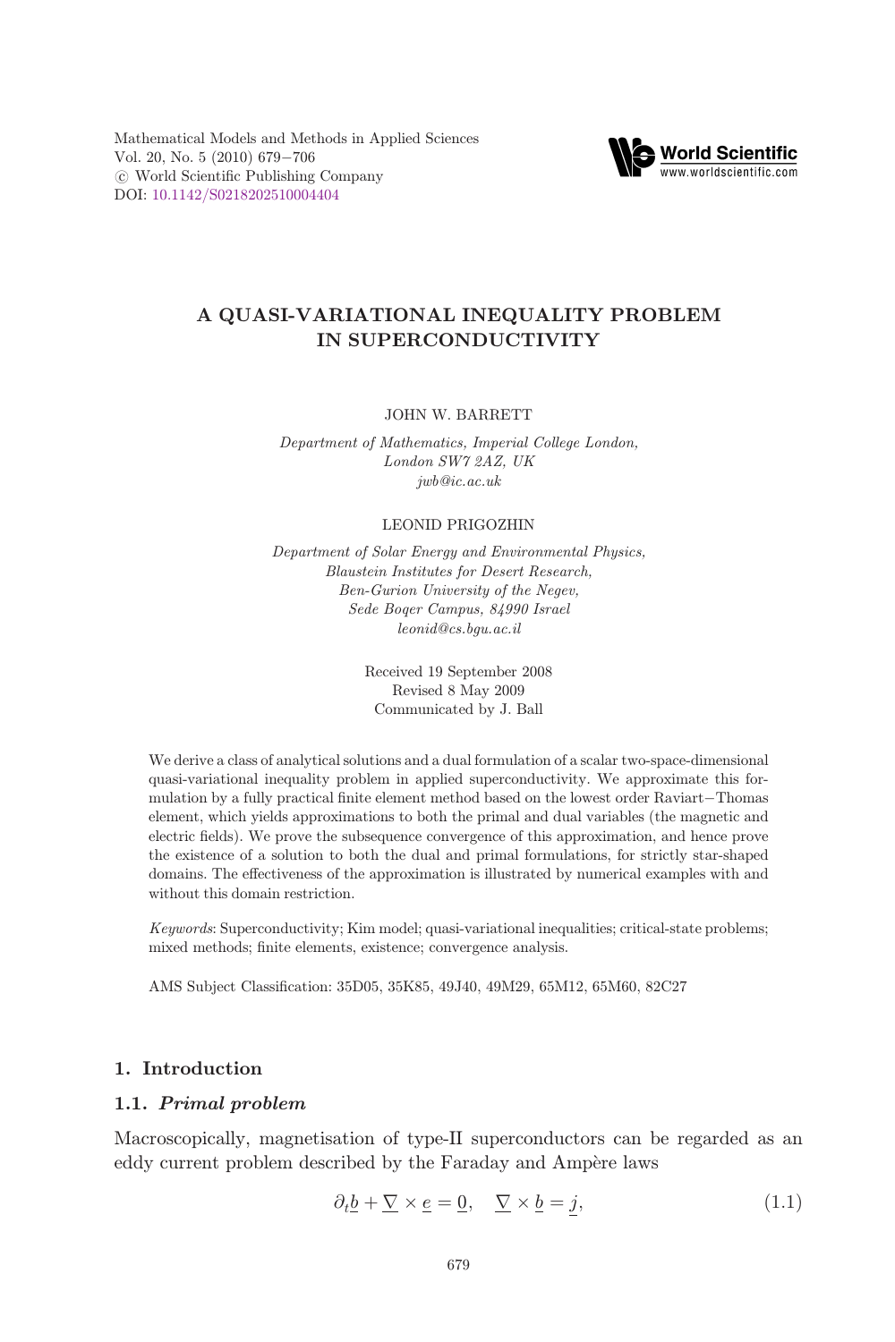Mathematical Models and Methods in Applied Sciences
Vol. 20, No. 5 (2010) 679–706
© World Scientific Publishing Company
DOI: 10.1142/S0218202510004404

# A QUASI-VARIATIONAL INEQUALITY PROBLEM IN SUPERCONDUCTIVITY

JOHN W. BARRETT

*Department of Mathematics, Imperial College London, London SW7 2AZ, UK*
*jwb@ic.ac.uk*

LEONID PRIGOZHIN

*Department of Solar Energy and Environmental Physics, Blaustein Institutes for Desert Research, Ben-Gurion University of the Negev, Sede Boqer Campus, 84990 Israel*
*leonid@cs.bgu.ac.il*

Received 19 September 2008
Revised 8 May 2009
Communicated by J. Ball

We derive a class of analytical solutions and a dual formulation of a scalar two-space-dimensional quasi-variational inequality problem in applied superconductivity. We approximate this formulation by a fully practical finite element method based on the lowest order Raviart−Thomas element, which yields approximations to both the primal and dual variables (the magnetic and electric fields). We prove the subsequence convergence of this approximation, and hence prove the existence of a solution to both the dual and primal formulations, for strictly star-shaped domains. The effectiveness of the approximation is illustrated by numerical examples with and without this domain restriction.

*Keywords*: Superconductivity; Kim model; quasi-variational inequalities; critical-state problems; mixed methods; finite elements, existence; convergence analysis.

AMS Subject Classification: 35D05, 35K85, 49J40, 49M29, 65M12, 65M60, 82C27

## 1. Introduction

### 1.1. *Primal problem*

Macroscopically, magnetisation of type-II superconductors can be regarded as an eddy current problem described by the Faraday and Ampère laws

$$\partial_t \underline{b} + \underline{\nabla} \times \underline{e} = \underline{0}, \quad \underline{\nabla} \times \underline{b} = \underline{j}, \tag{1.1}$$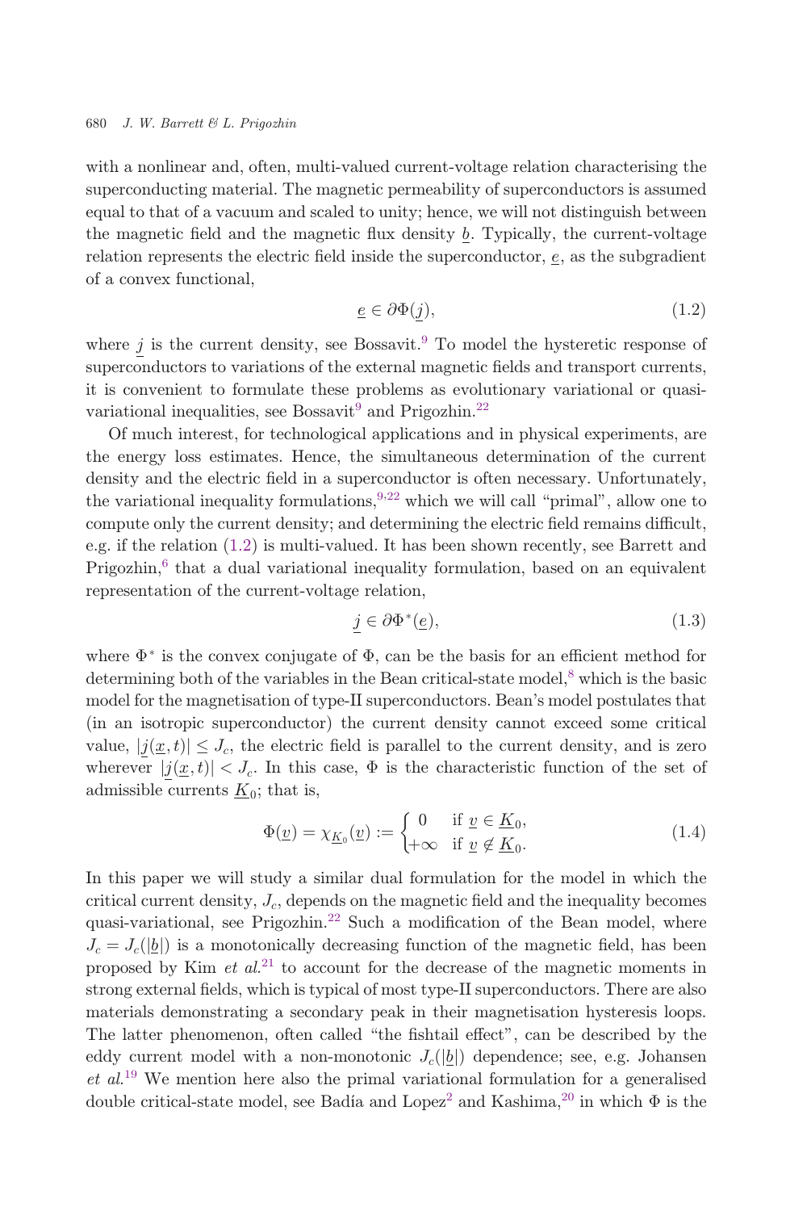with a nonlinear and, often, multi-valued current-voltage relation characterising the superconducting material. The magnetic permeability of superconductors is assumed equal to that of a vacuum and scaled to unity; hence, we will not distinguish between the magnetic field and the magnetic flux density $\underline{b}$. Typically, the current-voltage relation represents the electric field inside the superconductor, $\underline{e}$, as the subgradient of a convex functional,

$$\underline{e} \in \partial\Phi(\underline{j}), \tag{1.2}$$

where $\underline{j}$ is the current density, see Bossavit.[9] To model the hysteretic response of superconductors to variations of the external magnetic fields and transport currents, it is convenient to formulate these problems as evolutionary variational or quasi-variational inequalities, see Bossavit[9] and Prigozhin.[22]

Of much interest, for technological applications and in physical experiments, are the energy loss estimates. Hence, the simultaneous determination of the current density and the electric field in a superconductor is often necessary. Unfortunately, the variational inequality formulations,[9,22] which we will call "primal", allow one to compute only the current density; and determining the electric field remains difficult, e.g. if the relation (1.2) is multi-valued. It has been shown recently, see Barrett and Prigozhin,[6] that a dual variational inequality formulation, based on an equivalent representation of the current-voltage relation,

$$\underline{j} \in \partial\Phi^*(\underline{e}), \tag{1.3}$$

where $\Phi^*$ is the convex conjugate of $\Phi$, can be the basis for an efficient method for determining both of the variables in the Bean critical-state model,[8] which is the basic model for the magnetisation of type-II superconductors. Bean's model postulates that (in an isotropic superconductor) the current density cannot exceed some critical value, $|\underline{j}(\underline{x}, t)| \leq J_c$, the electric field is parallel to the current density, and is zero wherever $|\underline{j}(\underline{x}, t)| < J_c$. In this case, $\Phi$ is the characteristic function of the set of admissible currents $\underline{K}_0$; that is,

$$\Phi(\underline{v}) = \chi_{\underline{K}_0}(\underline{v}) := \begin{cases} 0 & \text{if } \underline{v} \in \underline{K}_0, \\ +\infty & \text{if } \underline{v} \notin \underline{K}_0. \end{cases} \tag{1.4}$$

In this paper we will study a similar dual formulation for the model in which the critical current density, $J_c$, depends on the magnetic field and the inequality becomes quasi-variational, see Prigozhin.[22] Such a modification of the Bean model, where $J_c = J_c(|\underline{b}|)$ is a monotonically decreasing function of the magnetic field, has been proposed by Kim *et al.*[21] to account for the decrease of the magnetic moments in strong external fields, which is typical of most type-II superconductors. There are also materials demonstrating a secondary peak in their magnetisation hysteresis loops. The latter phenomenon, often called "the fishtail effect", can be described by the eddy current model with a non-monotonic $J_c(|\underline{b}|)$ dependence; see, e.g. Johansen *et al.*[19] We mention here also the primal variational formulation for a generalised double critical-state model, see Badía and Lopez[2] and Kashima,[20] in which $\Phi$ is the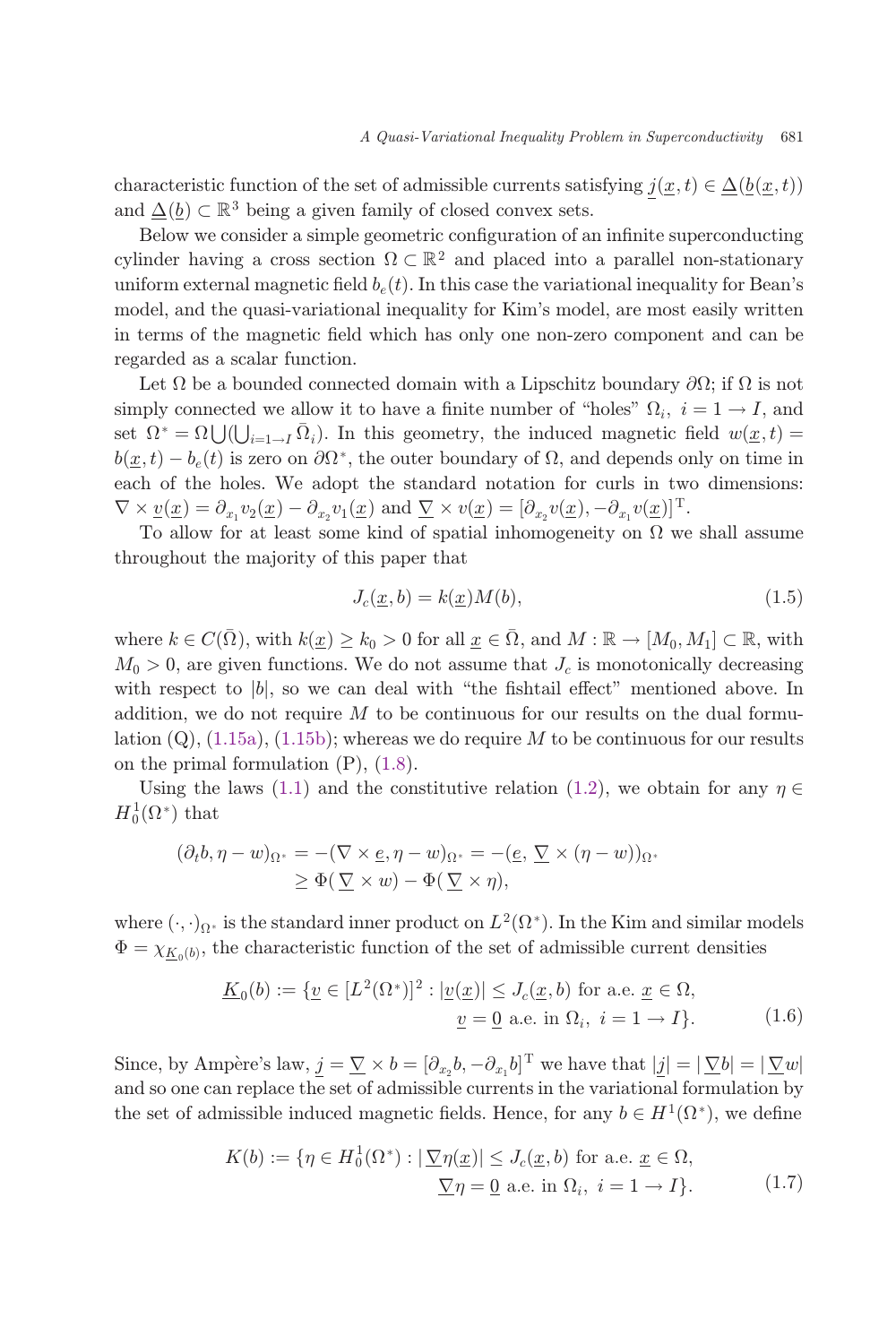characteristic function of the set of admissible currents satisfying $\underline{j}(\underline{x}, t) \in \underline{\Delta}(\underline{b}(\underline{x}, t))$ and $\underline{\Delta}(\underline{b}) \subset \mathbb{R}^3$ being a given family of closed convex sets.

Below we consider a simple geometric configuration of an infinite superconducting cylinder having a cross section $\Omega \subset \mathbb{R}^2$ and placed into a parallel non-stationary uniform external magnetic field $b_e(t)$. In this case the variational inequality for Bean's model, and the quasi-variational inequality for Kim's model, are most easily written in terms of the magnetic field which has only one non-zero component and can be regarded as a scalar function.

Let $\Omega$ be a bounded connected domain with a Lipschitz boundary $\partial\Omega$; if $\Omega$ is not simply connected we allow it to have a finite number of "holes" $\Omega_i,\ i = 1 \to I$, and set $\Omega^* = \Omega \bigcup (\bigcup_{i=1\to I} \bar{\Omega}_i)$. In this geometry, the induced magnetic field $w(\underline{x}, t) = b(\underline{x}, t) - b_e(t)$ is zero on $\partial\Omega^*$, the outer boundary of $\Omega$, and depends only on time in each of the holes. We adopt the standard notation for curls in two dimensions: $\nabla \times \underline{v}(\underline{x}) = \partial_{x_1} v_2(\underline{x}) - \partial_{x_2} v_1(\underline{x})$ and $\underline{\nabla} \times v(\underline{x}) = [\partial_{x_2} v(\underline{x}), -\partial_{x_1} v(\underline{x})]^{\mathrm{T}}$.

To allow for at least some kind of spatial inhomogeneity on $\Omega$ we shall assume throughout the majority of this paper that

$$J_c(\underline{x}, b) = k(\underline{x}) M(b), \tag{1.5}$$

where $k \in C(\bar{\Omega})$, with $k(\underline{x}) \geq k_0 > 0$ for all $\underline{x} \in \bar{\Omega}$, and $M : \mathbb{R} \to [M_0, M_1] \subset \mathbb{R}$, with $M_0 > 0$, are given functions. We do not assume that $J_c$ is monotonically decreasing with respect to $|b|$, so we can deal with "the fishtail effect" mentioned above. In addition, we do not require $M$ to be continuous for our results on the dual formulation (Q), (1.15a), (1.15b); whereas we do require $M$ to be continuous for our results on the primal formulation (P), (1.8).

Using the laws (1.1) and the constitutive relation (1.2), we obtain for any $\eta \in H^1_0(\Omega^*)$ that

$$\begin{aligned}(\partial_t b, \eta - w)_{\Omega^*} &= -(\nabla \times \underline{e}, \eta - w)_{\Omega^*} = -(\underline{e}, \underline{\nabla} \times (\eta - w))_{\Omega^*} \\ &\geq \Phi(\underline{\nabla} \times w) - \Phi(\underline{\nabla} \times \eta),\end{aligned}$$

where $(\cdot,\cdot)_{\Omega^*}$ is the standard inner product on $L^2(\Omega^*)$. In the Kim and similar models $\Phi = \chi_{\underline{K}_0(b)}$, the characteristic function of the set of admissible current densities

$$\begin{aligned}\underline{K}_0(b) := \{\underline{v} \in [L^2(\Omega^*)]^2 : |\underline{v}(\underline{x})| \leq J_c(\underline{x}, b) \text{ for a.e. } \underline{x} \in \Omega, \\ \underline{v} = \underline{0} \text{ a.e. in } \Omega_i,\ i = 1 \to I\}.\end{aligned} \tag{1.6}$$

Since, by Ampère's law, $\underline{j} = \underline{\nabla} \times b = [\partial_{x_2} b, -\partial_{x_1} b]^{\mathrm{T}}$ we have that $|\underline{j}| = |\underline{\nabla} b| = |\underline{\nabla} w|$ and so one can replace the set of admissible currents in the variational formulation by the set of admissible induced magnetic fields. Hence, for any $b \in H^1(\Omega^*)$, we define

$$\begin{aligned}K(b) := \{\eta \in H^1_0(\Omega^*) : |\underline{\nabla}\eta(\underline{x})| \leq J_c(\underline{x}, b) \text{ for a.e. } \underline{x} \in \Omega, \\ \underline{\nabla}\eta = \underline{0} \text{ a.e. in } \Omega_i,\ i = 1 \to I\}.\end{aligned} \tag{1.7}$$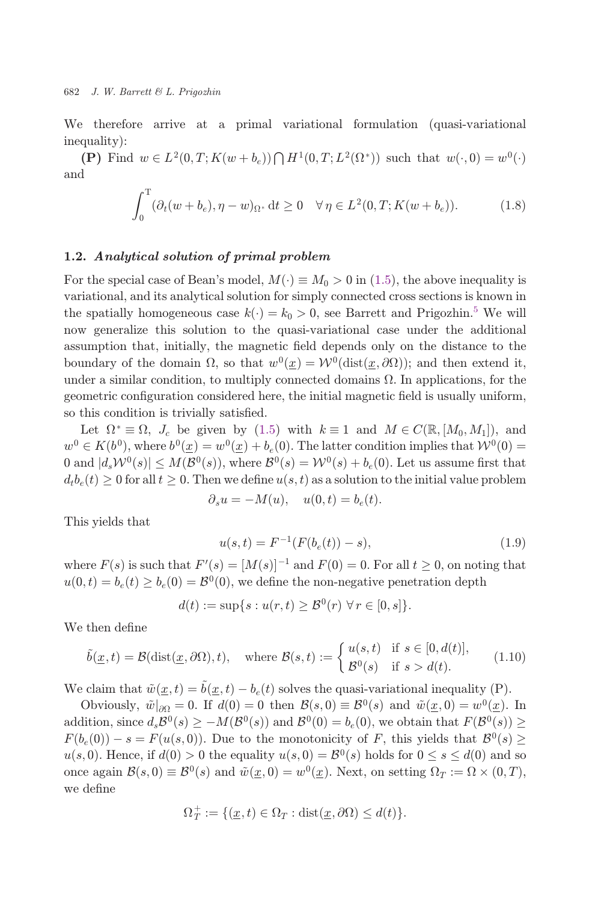We therefore arrive at a primal variational formulation (quasi-variational inequality):

**(P)** Find $w \in L^2(0,T; K(w+b_e)) \bigcap H^1(0,T; L^2(\Omega^*))$ such that $w(\cdot,0) = w^0(\cdot)$ and

$$\int_0^T (\partial_t(w+b_e), \eta - w)_{\Omega^*}\,dt \geq 0 \quad \forall\, \eta \in L^2(0,T; K(w+b_e)). \tag{1.8}$$

### 1.2. *Analytical solution of primal problem*

For the special case of Bean's model, $M(\cdot) \equiv M_0 > 0$ in (1.5), the above inequality is variational, and its analytical solution for simply connected cross sections is known in the spatially homogeneous case $k(\cdot) = k_0 > 0$, see Barrett and Prigozhin.[5] We will now generalize this solution to the quasi-variational case under the additional assumption that, initially, the magnetic field depends only on the distance to the boundary of the domain $\Omega$, so that $w^0(\underline{x}) = \mathcal{W}^0(\text{dist}(\underline{x}, \partial\Omega))$; and then extend it, under a similar condition, to multiply connected domains $\Omega$. In applications, for the geometric configuration considered here, the initial magnetic field is usually uniform, so this condition is trivially satisfied.

Let $\Omega^* \equiv \Omega$, $J_c$ be given by (1.5) with $k \equiv 1$ and $M \in C(\mathbb{R}, [M_0, M_1])$, and $w^0 \in K(b^0)$, where $b^0(\underline{x}) = w^0(\underline{x}) + b_e(0)$. The latter condition implies that $\mathcal{W}^0(0) = 0$ and $|d_s\mathcal{W}^0(s)| \leq M(\mathcal{B}^0(s))$, where $\mathcal{B}^0(s) = \mathcal{W}^0(s) + b_e(0)$. Let us assume first that $d_t b_e(t) \geq 0$ for all $t \geq 0$. Then we define $u(s,t)$ as a solution to the initial value problem

$$\partial_s u = -M(u), \quad u(0,t) = b_e(t).$$

This yields that

$$u(s,t) = F^{-1}(F(b_e(t)) - s), \tag{1.9}$$

where $F(s)$ is such that $F'(s) = [M(s)]^{-1}$ and $F(0) = 0$. For all $t \geq 0$, on noting that $u(0,t) = b_e(t) \geq b_e(0) = \mathcal{B}^0(0)$, we define the non-negative penetration depth

$$d(t) := \sup\{s : u(r,t) \geq \mathcal{B}^0(r)\ \forall\, r \in [0,s]\}.$$

We then define

$$\tilde{b}(\underline{x},t) = \mathcal{B}(\text{dist}(\underline{x},\partial\Omega),t), \quad \text{where } \mathcal{B}(s,t) := \begin{cases} u(s,t) & \text{if } s \in [0,d(t)], \\ \mathcal{B}^0(s) & \text{if } s > d(t). \end{cases} \tag{1.10}$$

We claim that $\tilde{w}(\underline{x},t) = \tilde{b}(\underline{x},t) - b_e(t)$ solves the quasi-variational inequality (P).

Obviously, $\tilde{w}|_{\partial\Omega} = 0$. If $d(0) = 0$ then $\mathcal{B}(s,0) \equiv \mathcal{B}^0(s)$ and $\tilde{w}(\underline{x},0) = w^0(\underline{x})$. In addition, since $d_s\mathcal{B}^0(s) \geq -M(\mathcal{B}^0(s))$ and $\mathcal{B}^0(0) = b_e(0)$, we obtain that $F(\mathcal{B}^0(s)) \geq F(b_e(0)) - s = F(u(s,0))$. Due to the monotonicity of $F$, this yields that $\mathcal{B}^0(s) \geq u(s,0)$. Hence, if $d(0) > 0$ the equality $u(s,0) = \mathcal{B}^0(s)$ holds for $0 \leq s \leq d(0)$ and so once again $\mathcal{B}(s,0) \equiv \mathcal{B}^0(s)$ and $\tilde{w}(\underline{x},0) = w^0(\underline{x})$. Next, on setting $\Omega_T := \Omega \times (0,T)$, we define

$$\Omega_T^+ := \{(\underline{x},t) \in \Omega_T : \text{dist}(\underline{x},\partial\Omega) \leq d(t)\}.$$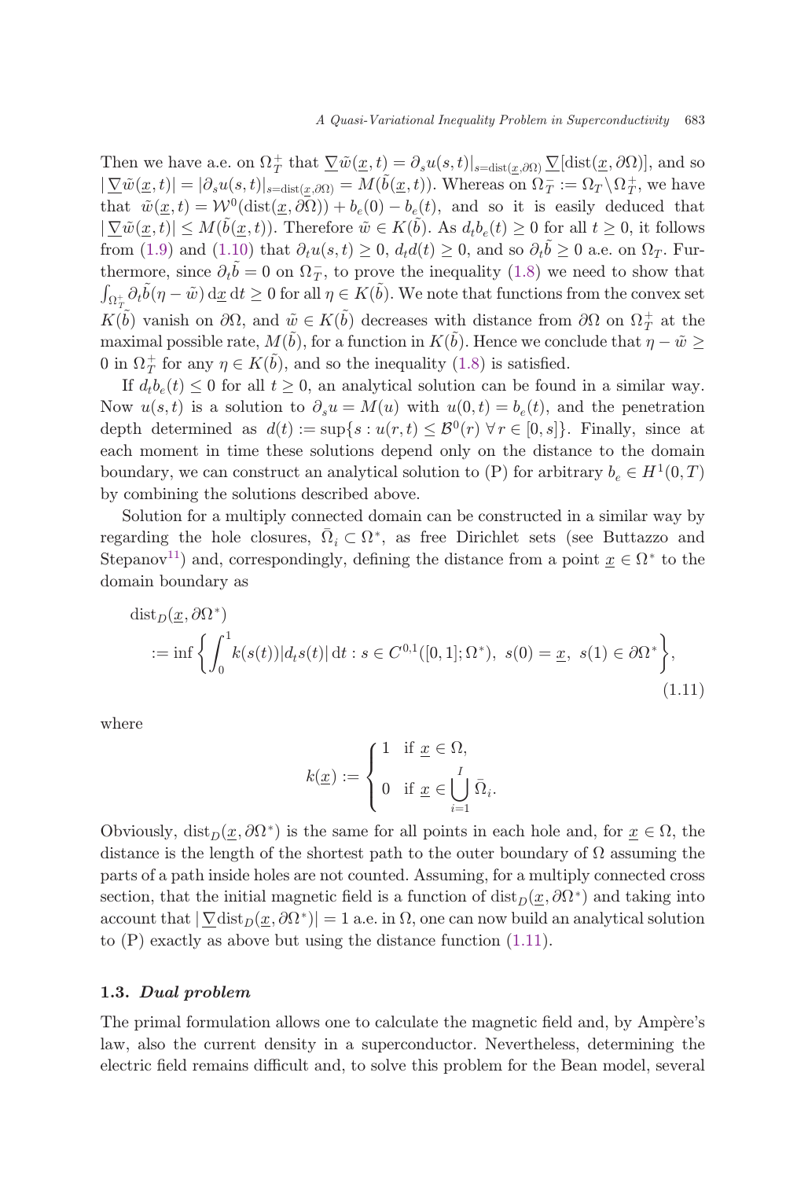Then we have a.e. on $\Omega_T^+$ that $\underline{\nabla}\tilde{w}(\underline{x},t) = \partial_s u(s,t)|_{s=\mathrm{dist}(\underline{x},\partial\Omega)}\,\underline{\nabla}[\mathrm{dist}(\underline{x},\partial\Omega)]$, and so $|\underline{\nabla}\tilde{w}(\underline{x},t)| = |\partial_s u(s,t)|_{s=\mathrm{dist}(\underline{x},\partial\Omega)} = M(\tilde{b}(\underline{x},t))$. Whereas on $\Omega_T^- := \Omega_T\backslash\Omega_T^+$, we have that $\tilde{w}(\underline{x},t) = \mathcal{W}^0(\mathrm{dist}(\underline{x},\partial\Omega)) + b_e(0) - b_e(t)$, and so it is easily deduced that $|\underline{\nabla}\tilde{w}(\underline{x},t)| \leq M(\tilde{b}(\underline{x},t))$. Therefore $\tilde{w}\in K(\tilde{b})$. As $d_t b_e(t) \geq 0$ for all $t\geq 0$, it follows from (1.9) and (1.10) that $\partial_t u(s,t)\geq 0$, $d_t d(t)\geq 0$, and so $\partial_t\tilde{b}\geq 0$ a.e. on $\Omega_T$. Furthermore, since $\partial_t\tilde{b} = 0$ on $\Omega_T^-$, to prove the inequality (1.8) we need to show that $\int_{\Omega_T^+}\partial_t\tilde{b}(\eta-\tilde{w})\,\mathrm{d}\underline{x}\,\mathrm{d}t \geq 0$ for all $\eta\in K(\tilde{b})$. We note that functions from the convex set $K(\tilde{b})$ vanish on $\partial\Omega$, and $\tilde{w}\in K(\tilde{b})$ decreases with distance from $\partial\Omega$ on $\Omega_T^+$ at the maximal possible rate, $M(\tilde{b})$, for a function in $K(\tilde{b})$. Hence we conclude that $\eta-\tilde{w}\geq 0$ in $\Omega_T^+$ for any $\eta\in K(\tilde{b})$, and so the inequality (1.8) is satisfied.

If $d_t b_e(t)\leq 0$ for all $t\geq 0$, an analytical solution can be found in a similar way. Now $u(s,t)$ is a solution to $\partial_s u = M(u)$ with $u(0,t) = b_e(t)$, and the penetration depth determined as $d(t) := \sup\{s : u(r,t)\leq \mathcal{B}^0(r)\ \forall\, r\in[0,s]\}$. Finally, since at each moment in time these solutions depend only on the distance to the domain boundary, we can construct an analytical solution to (P) for arbitrary $b_e\in H^1(0,T)$ by combining the solutions described above.

Solution for a multiply connected domain can be constructed in a similar way by regarding the hole closures, $\bar{\Omega}_i\subset\Omega^*$, as free Dirichlet sets (see Buttazzo and Stepanov[11]) and, correspondingly, defining the distance from a point $\underline{x}\in\Omega^*$ to the domain boundary as

$$
\begin{aligned}
&\mathrm{dist}_D(\underline{x},\partial\Omega^*)\\
&\quad := \inf\left\{\int_0^1 k(s(t))|d_t s(t)|\,\mathrm{d}t : s\in C^{0,1}([0,1];\Omega^*),\ s(0)=\underline{x},\ s(1)\in\partial\Omega^*\right\},
\end{aligned}
\tag{1.11}
$$

where

$$
k(\underline{x}) := \begin{cases} 1 & \text{if } \underline{x}\in\Omega,\\ 0 & \text{if } \underline{x}\in \displaystyle\bigcup_{i=1}^{I}\bar{\Omega}_i. \end{cases}
$$

Obviously, $\mathrm{dist}_D(\underline{x},\partial\Omega^*)$ is the same for all points in each hole and, for $\underline{x}\in\Omega$, the distance is the length of the shortest path to the outer boundary of $\Omega$ assuming the parts of a path inside holes are not counted. Assuming, for a multiply connected cross section, that the initial magnetic field is a function of $\mathrm{dist}_D(\underline{x},\partial\Omega^*)$ and taking into account that $|\underline{\nabla}\mathrm{dist}_D(\underline{x},\partial\Omega^*)| = 1$ a.e. in $\Omega$, one can now build an analytical solution to (P) exactly as above but using the distance function (1.11).

### 1.3. *Dual problem*

The primal formulation allows one to calculate the magnetic field and, by Ampère's law, also the current density in a superconductor. Nevertheless, determining the electric field remains difficult and, to solve this problem for the Bean model, several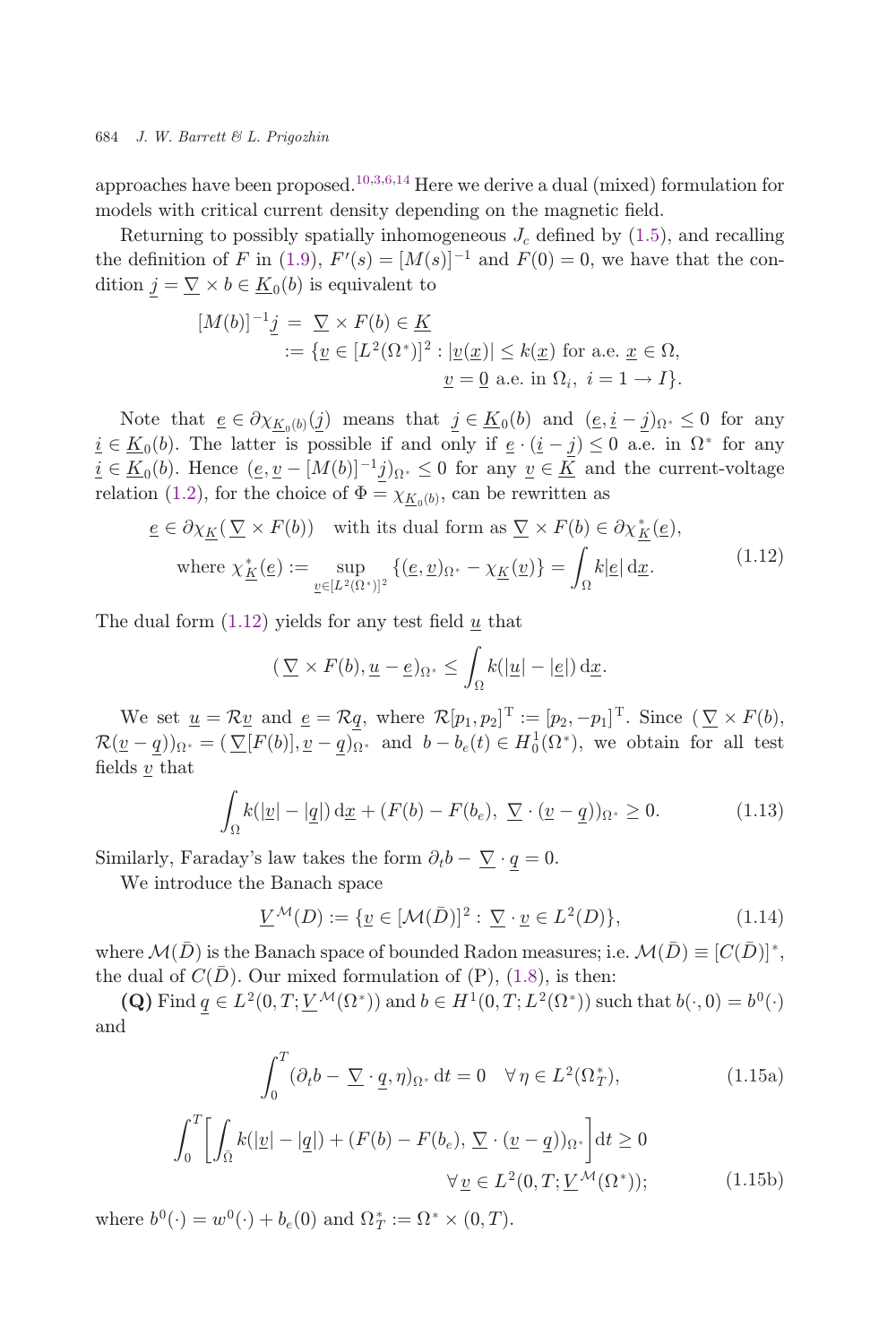approaches have been proposed.[10,3,6,14] Here we derive a dual (mixed) formulation for models with critical current density depending on the magnetic field.

Returning to possibly spatially inhomogeneous $J_c$ defined by (1.5), and recalling the definition of $F$ in (1.9), $F'(s) = [M(s)]^{-1}$ and $F(0) = 0$, we have that the condition $\underline{j} = \underline{\nabla} \times b \in \underline{K}_0(b)$ is equivalent to

$$
\begin{aligned}
[M(b)]^{-1}\underline{j} \;=\; & \underline{\nabla} \times F(b) \in \underline{K} \\
:= & \{\underline{v} \in [L^2(\Omega^*)]^2 : |\underline{v}(\underline{x})| \leq k(\underline{x}) \text{ for a.e. } \underline{x} \in \Omega, \\
& \quad \underline{v} = \underline{0} \text{ a.e. in } \Omega_i,\ i = 1 \to I\}.
\end{aligned}
$$

Note that $\underline{e} \in \partial\chi_{\underline{K}_0(b)}(\underline{j})$ means that $\underline{j} \in \underline{K}_0(b)$ and $(\underline{e}, \underline{i} - \underline{j})_{\Omega^*} \leq 0$ for any $\underline{i} \in \underline{K}_0(b)$. The latter is possible if and only if $\underline{e} \cdot (\underline{i} - \underline{j}) \leq 0$ a.e. in $\Omega^*$ for any $\underline{i} \in \underline{K}_0(b)$. Hence $(\underline{e}, \underline{v} - [M(b)]^{-1}\underline{j})_{\Omega^*} \leq 0$ for any $\underline{v} \in \underline{K}$ and the current-voltage relation (1.2), for the choice of $\Phi = \chi_{\underline{K}_0(b)}$, can be rewritten as

$$
\begin{aligned}
&\underline{e} \in \partial\chi_{\underline{K}}(\underline{\nabla} \times F(b)) \quad \text{with its dual form as } \underline{\nabla} \times F(b) \in \partial\chi^*_{\underline{K}}(\underline{e}), \\
&\quad \text{where } \chi^*_{\underline{K}}(\underline{e}) := \sup_{\underline{v} \in [L^2(\Omega^*)]^2} \{(\underline{e}, \underline{v})_{\Omega^*} - \chi_{\underline{K}}(\underline{v})\} = \int_\Omega k|\underline{e}| \,\mathrm{d}\underline{x}.
\end{aligned}
\tag{1.12}
$$

The dual form (1.12) yields for any test field $\underline{u}$ that

$$
(\underline{\nabla} \times F(b), \underline{u} - \underline{e})_{\Omega^*} \leq \int_\Omega k(|\underline{u}| - |\underline{e}|) \,\mathrm{d}\underline{x}.
$$

We set $\underline{u} = \mathcal{R}\underline{v}$ and $\underline{e} = \mathcal{R}\underline{q}$, where $\mathcal{R}[p_1, p_2]^{\mathrm{T}} := [p_2, -p_1]^{\mathrm{T}}$. Since $(\underline{\nabla} \times F(b), \mathcal{R}(\underline{v} - \underline{q}))_{\Omega^*} = (\underline{\nabla}[F(b)], \underline{v} - \underline{q})_{\Omega^*}$ and $b - b_e(t) \in H^1_0(\Omega^*)$, we obtain for all test fields $\underline{v}$ that

$$
\int_\Omega k(|\underline{v}| - |\underline{q}|) \,\mathrm{d}\underline{x} + (F(b) - F(b_e),\ \underline{\nabla} \cdot (\underline{v} - \underline{q}))_{\Omega^*} \geq 0. \tag{1.13}
$$

Similarly, Faraday's law takes the form $\partial_t b - \underline{\nabla} \cdot \underline{q} = 0$.

We introduce the Banach space

$$
\underline{V}^{\mathcal{M}}(D) := \{\underline{v} \in [\mathcal{M}(\bar{D})]^2 : \underline{\nabla} \cdot \underline{v} \in L^2(D)\}, \tag{1.14}
$$

where $\mathcal{M}(\bar{D})$ is the Banach space of bounded Radon measures; i.e. $\mathcal{M}(\bar{D}) \equiv [C(\bar{D})]^*$, the dual of $C(\bar{D})$. Our mixed formulation of (P), (1.8), is then:

**(Q)** Find $\underline{q} \in L^2(0, T; \underline{V}^{\mathcal{M}}(\Omega^*))$ and $b \in H^1(0, T; L^2(\Omega^*))$ such that $b(\cdot, 0) = b^0(\cdot)$ and

$$
\int_0^T (\partial_t b - \underline{\nabla} \cdot \underline{q}, \eta)_{\Omega^*} \,\mathrm{d}t = 0 \quad \forall\, \eta \in L^2(\Omega^*_T), \tag{1.15a}
$$

$$
\int_0^T \left[\int_{\bar{\Omega}} k(|\underline{v}| - |\underline{q}|) + (F(b) - F(b_e),\ \underline{\nabla} \cdot (\underline{v} - \underline{q}))_{\Omega^*}\right] \mathrm{d}t \geq 0 \quad \forall\, \underline{v} \in L^2(0, T; \underline{V}^{\mathcal{M}}(\Omega^*)); \tag{1.15b}
$$

where $b^0(\cdot) = w^0(\cdot) + b_e(0)$ and $\Omega^*_T := \Omega^* \times (0, T)$.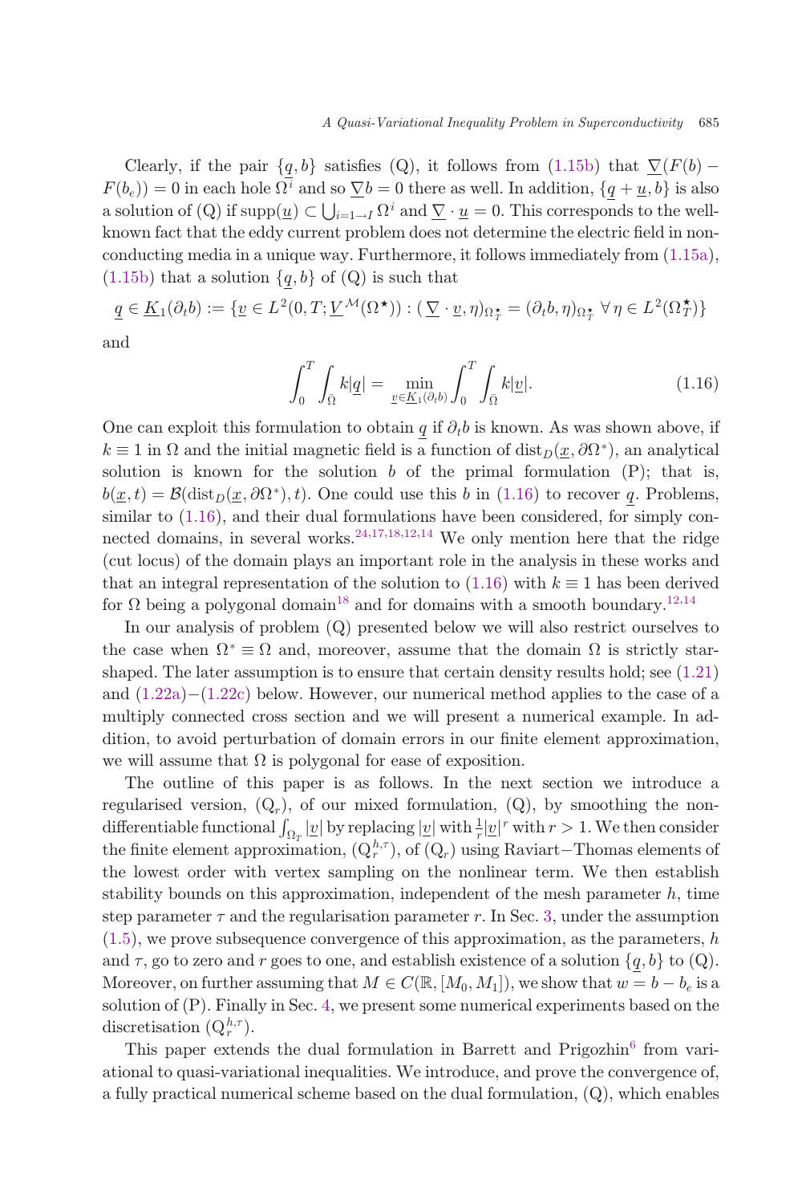Clearly, if the pair $\{\underline{q}, b\}$ satisfies (Q), it follows from (1.15b) that $\underline{\nabla}(F(b) - F(b_e)) = 0$ in each hole $\Omega^i$ and so $\underline{\nabla} b = 0$ there as well. In addition, $\{\underline{q} + \underline{u}, b\}$ is also a solution of (Q) if $\mathrm{supp}(\underline{u}) \subset \bigcup_{i=1 \to I} \Omega^i$ and $\underline{\nabla} \cdot \underline{u} = 0$. This corresponds to the well-known fact that the eddy current problem does not determine the electric field in non-conducting media in a unique way. Furthermore, it follows immediately from (1.15a), (1.15b) that a solution $\{\underline{q}, b\}$ of (Q) is such that

$$\underline{q} \in \underline{K}_1(\partial_t b) := \{\underline{v} \in L^2(0,T; \underline{V}^{\mathcal{M}}(\Omega^\star)) : (\underline{\nabla} \cdot \underline{v}, \eta)_{\Omega_T^\star} = (\partial_t b, \eta)_{\Omega_T^\star} \ \forall\, \eta \in L^2(\Omega_T^\star)\}$$

and

$$\int_0^T \int_{\bar{\Omega}} k|\underline{q}| = \min_{\underline{v} \in \underline{K}_1(\partial_t b)} \int_0^T \int_{\bar{\Omega}} k|\underline{v}|. \tag{1.16}$$

One can exploit this formulation to obtain $\underline{q}$ if $\partial_t b$ is known. As was shown above, if $k \equiv 1$ in $\Omega$ and the initial magnetic field is a function of $\mathrm{dist}_D(\underline{x}, \partial\Omega^*)$, an analytical solution is known for the solution $b$ of the primal formulation (P); that is, $b(\underline{x}, t) = \mathcal{B}(\mathrm{dist}_D(\underline{x}, \partial\Omega^*), t)$. One could use this $b$ in (1.16) to recover $\underline{q}$. Problems, similar to (1.16), and their dual formulations have been considered, for simply connected domains, in several works.[24,17,18,12,14] We only mention here that the ridge (cut locus) of the domain plays an important role in the analysis in these works and that an integral representation of the solution to (1.16) with $k \equiv 1$ has been derived for $\Omega$ being a polygonal domain[18] and for domains with a smooth boundary.[12,14]

In our analysis of problem (Q) presented below we will also restrict ourselves to the case when $\Omega^* \equiv \Omega$ and, moreover, assume that the domain $\Omega$ is strictly star-shaped. The later assumption is to ensure that certain density results hold; see (1.21) and (1.22a)$-$(1.22c) below. However, our numerical method applies to the case of a multiply connected cross section and we will present a numerical example. In addition, to avoid perturbation of domain errors in our finite element approximation, we will assume that $\Omega$ is polygonal for ease of exposition.

The outline of this paper is as follows. In the next section we introduce a regularised version, $(\mathrm{Q}_r)$, of our mixed formulation, (Q), by smoothing the non-differentiable functional $\int_{\Omega_T} |\underline{v}|$ by replacing $|\underline{v}|$ with $\frac{1}{r}|\underline{v}|^r$ with $r > 1$. We then consider the finite element approximation, $(\mathrm{Q}_r^{h,\tau})$, of $(\mathrm{Q}_r)$ using Raviart$-$Thomas elements of the lowest order with vertex sampling on the nonlinear term. We then establish stability bounds on this approximation, independent of the mesh parameter $h$, time step parameter $\tau$ and the regularisation parameter $r$. In Sec. 3, under the assumption (1.5), we prove subsequence convergence of this approximation, as the parameters, $h$ and $\tau$, go to zero and $r$ goes to one, and establish existence of a solution $\{\underline{q}, b\}$ to (Q). Moreover, on further assuming that $M \in C(\mathbb{R}, [M_0, M_1])$, we show that $w = b - b_e$ is a solution of (P). Finally in Sec. 4, we present some numerical experiments based on the discretisation $(\mathrm{Q}_r^{h,\tau})$.

This paper extends the dual formulation in Barrett and Prigozhin[6] from variational to quasi-variational inequalities. We introduce, and prove the convergence of, a fully practical numerical scheme based on the dual formulation, (Q), which enables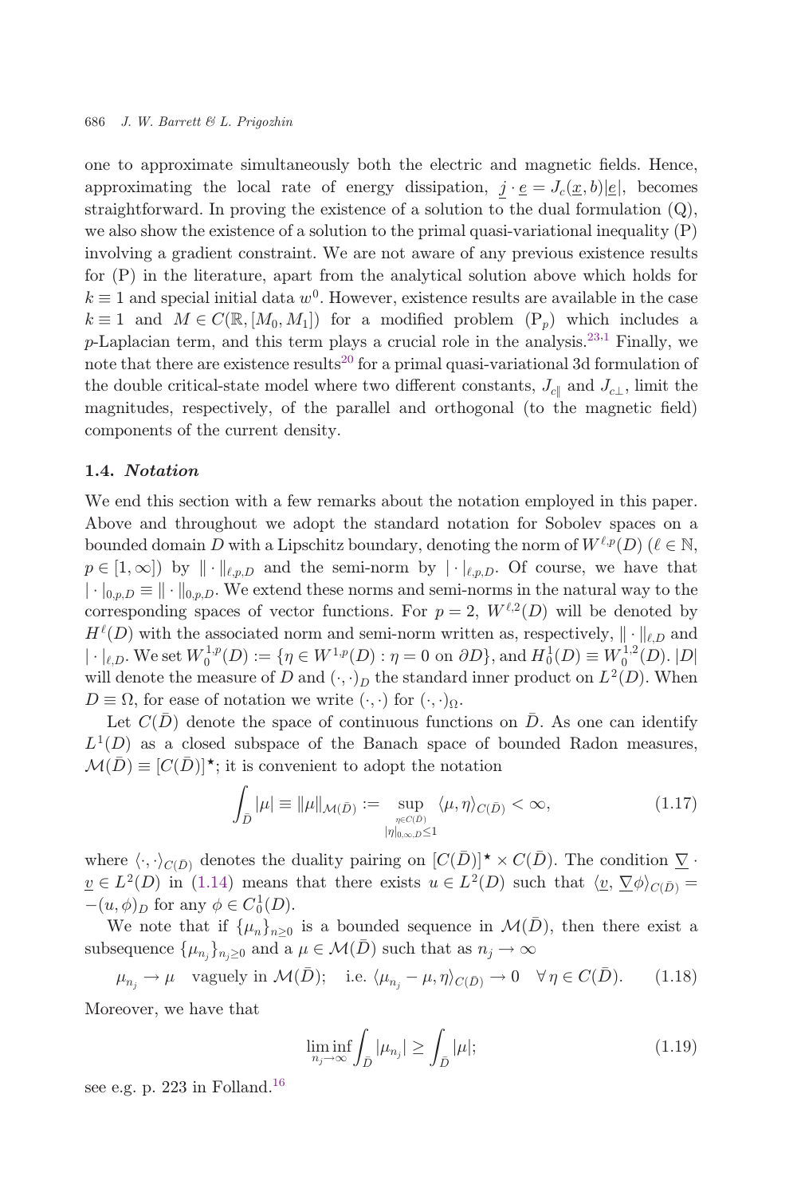one to approximate simultaneously both the electric and magnetic fields. Hence, approximating the local rate of energy dissipation, $\underline{j} \cdot \underline{e} = J_c(\underline{x}, b)|\underline{e}|$, becomes straightforward. In proving the existence of a solution to the dual formulation (Q), we also show the existence of a solution to the primal quasi-variational inequality (P) involving a gradient constraint. We are not aware of any previous existence results for (P) in the literature, apart from the analytical solution above which holds for $k \equiv 1$ and special initial data $w^0$. However, existence results are available in the case $k \equiv 1$ and $M \in C(\mathbb{R}, [M_0, M_1])$ for a modified problem $(\mathrm{P}_p)$ which includes a $p$-Laplacian term, and this term plays a crucial role in the analysis.[23,1] Finally, we note that there are existence results[20] for a primal quasi-variational 3d formulation of the double critical-state model where two different constants, $J_{c\parallel}$ and $J_{c\perp}$, limit the magnitudes, respectively, of the parallel and orthogonal (to the magnetic field) components of the current density.

### 1.4. *Notation*

We end this section with a few remarks about the notation employed in this paper. Above and throughout we adopt the standard notation for Sobolev spaces on a bounded domain $D$ with a Lipschitz boundary, denoting the norm of $W^{\ell,p}(D)$ ($\ell \in \mathbb{N}$, $p \in [1, \infty]$) by $\|\cdot\|_{\ell,p,D}$ and the semi-norm by $|\cdot|_{\ell,p,D}$. Of course, we have that $|\cdot|_{0,p,D} \equiv \|\cdot\|_{0,p,D}$. We extend these norms and semi-norms in the natural way to the corresponding spaces of vector functions. For $p = 2$, $W^{\ell,2}(D)$ will be denoted by $H^{\ell}(D)$ with the associated norm and semi-norm written as, respectively, $\|\cdot\|_{\ell,D}$ and $|\cdot|_{\ell,D}$. We set $W_0^{1,p}(D) := \{\eta \in W^{1,p}(D) : \eta = 0 \text{ on } \partial D\}$, and $H_0^1(D) \equiv W_0^{1,2}(D)$. $|D|$ will denote the measure of $D$ and $(\cdot, \cdot)_D$ the standard inner product on $L^2(D)$. When $D \equiv \Omega$, for ease of notation we write $(\cdot, \cdot)$ for $(\cdot, \cdot)_\Omega$.

Let $C(\bar{D})$ denote the space of continuous functions on $\bar{D}$. As one can identify $L^1(D)$ as a closed subspace of the Banach space of bounded Radon measures, $\mathcal{M}(\bar{D}) \equiv [C(\bar{D})]^\star$; it is convenient to adopt the notation

$$\int_{\bar{D}} |\mu| \equiv \|\mu\|_{\mathcal{M}(\bar{D})} := \sup_{\substack{\eta \in C(\bar{D}) \\ |\eta|_{0,\infty,D} \le 1}} \langle \mu, \eta \rangle_{C(\bar{D})} < \infty, \tag{1.17}$$

where $\langle \cdot, \cdot \rangle_{C(\bar{D})}$ denotes the duality pairing on $[C(\bar{D})]^\star \times C(\bar{D})$. The condition $\underline{\nabla} \cdot \underline{v} \in L^2(D)$ in (1.14) means that there exists $u \in L^2(D)$ such that $\langle \underline{v}, \underline{\nabla} \phi \rangle_{C(\bar{D})} = -(u, \phi)_D$ for any $\phi \in C_0^1(D)$.

We note that if $\{\mu_n\}_{n \ge 0}$ is a bounded sequence in $\mathcal{M}(\bar{D})$, then there exist a subsequence $\{\mu_{n_j}\}_{n_j \ge 0}$ and a $\mu \in \mathcal{M}(\bar{D})$ such that as $n_j \to \infty$

$$\mu_{n_j} \to \mu \quad \text{vaguely in } \mathcal{M}(\bar{D}); \quad \text{i.e. } \langle \mu_{n_j} - \mu, \eta \rangle_{C(\bar{D})} \to 0 \quad \forall\, \eta \in C(\bar{D}). \tag{1.18}$$

Moreover, we have that

$$\liminf_{n_j \to \infty} \int_{\bar{D}} |\mu_{n_j}| \ge \int_{\bar{D}} |\mu|; \tag{1.19}$$

see e.g. p. 223 in Folland.[16]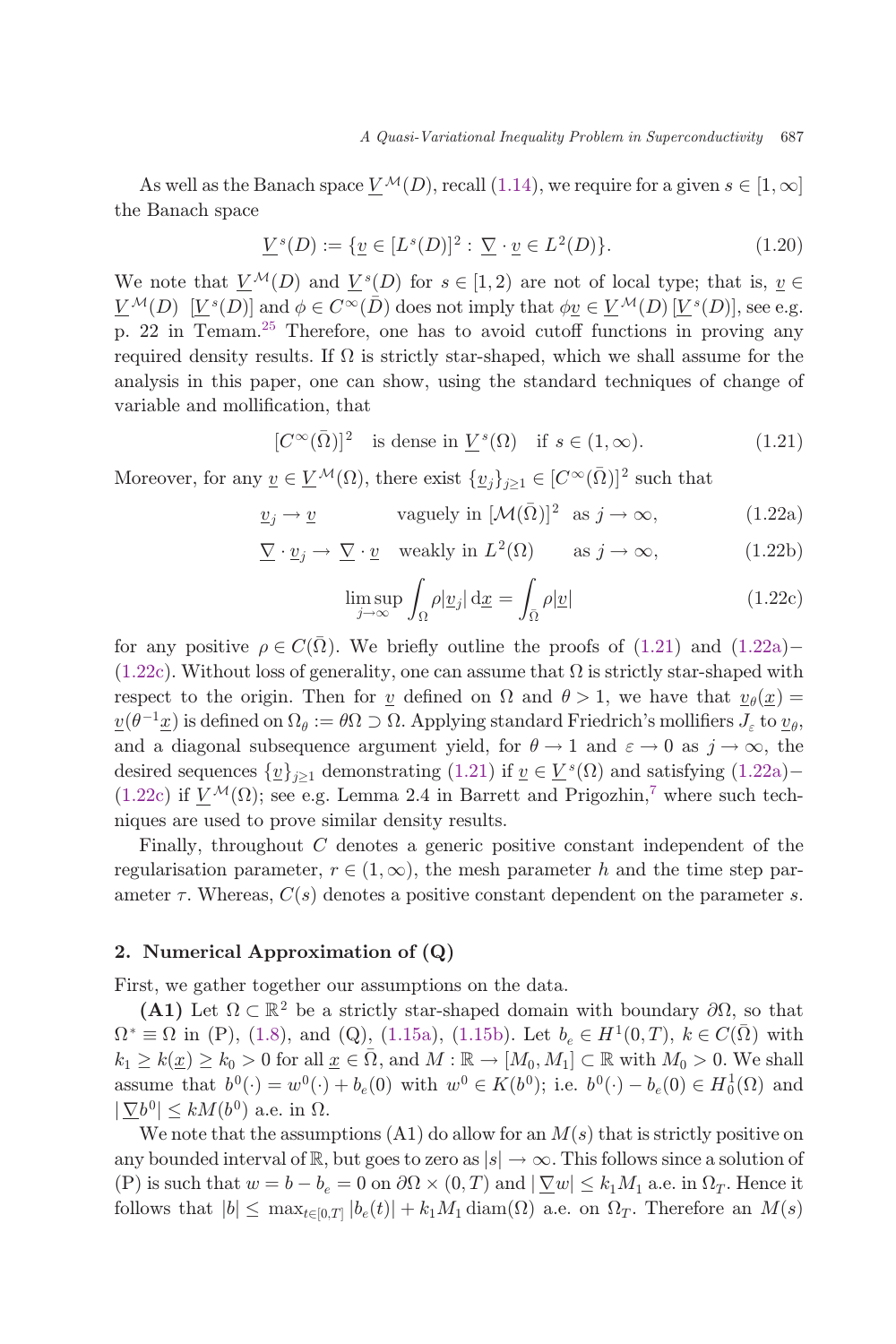As well as the Banach space $\underline{V}^{\mathcal{M}}(D)$, recall (1.14), we require for a given $s \in [1, \infty]$ the Banach space

$$\underline{V}^{s}(D) := \{\underline{v} \in [L^s(D)]^2 : \underline{\nabla} \cdot \underline{v} \in L^2(D)\}. \tag{1.20}$$

We note that $\underline{V}^{\mathcal{M}}(D)$ and $\underline{V}^{s}(D)$ for $s \in [1, 2)$ are not of local type; that is, $\underline{v} \in \underline{V}^{\mathcal{M}}(D)$ $[\underline{V}^{s}(D)]$ and $\phi \in C^\infty(\bar{D})$ does not imply that $\phi \underline{v} \in \underline{V}^{\mathcal{M}}(D)$ $[\underline{V}^{s}(D)]$, see e.g. p. 22 in Temam.[25] Therefore, one has to avoid cutoff functions in proving any required density results. If $\Omega$ is strictly star-shaped, which we shall assume for the analysis in this paper, one can show, using the standard techniques of change of variable and mollification, that

$$[C^\infty(\bar{\Omega})]^2 \quad \text{is dense in } \underline{V}^{s}(\Omega) \quad \text{if } s \in (1, \infty). \tag{1.21}$$

Moreover, for any $\underline{v} \in \underline{V}^{\mathcal{M}}(\Omega)$, there exist $\{\underline{v}_j\}_{j\geq 1} \in [C^\infty(\bar{\Omega})]^2$ such that

$$\underline{v}_j \to \underline{v} \qquad \text{vaguely in } [\mathcal{M}(\bar{\Omega})]^2 \quad \text{as } j \to \infty, \tag{1.22a}$$

$$\underline{\nabla} \cdot \underline{v}_j \to \underline{\nabla} \cdot \underline{v} \quad \text{weakly in } L^2(\Omega) \qquad \text{as } j \to \infty, \tag{1.22b}$$

$$\limsup_{j\to\infty} \int_\Omega \rho |\underline{v}_j| \, d\underline{x} = \int_{\bar{\Omega}} \rho |\underline{v}| \tag{1.22c}$$

for any positive $\rho \in C(\bar{\Omega})$. We briefly outline the proofs of (1.21) and (1.22a)–(1.22c). Without loss of generality, one can assume that $\Omega$ is strictly star-shaped with respect to the origin. Then for $\underline{v}$ defined on $\Omega$ and $\theta > 1$, we have that $\underline{v}_\theta(\underline{x}) = \underline{v}(\theta^{-1}\underline{x})$ is defined on $\Omega_\theta := \theta\Omega \supset \Omega$. Applying standard Friedrich's mollifiers $J_\varepsilon$ to $\underline{v}_\theta$, and a diagonal subsequence argument yield, for $\theta \to 1$ and $\varepsilon \to 0$ as $j \to \infty$, the desired sequences $\{\underline{v}\}_{j\geq 1}$ demonstrating (1.21) if $\underline{v} \in \underline{V}^{s}(\Omega)$ and satisfying (1.22a)–(1.22c) if $\underline{V}^{\mathcal{M}}(\Omega)$; see e.g. Lemma 2.4 in Barrett and Prigozhin,[7] where such techniques are used to prove similar density results.

Finally, throughout $C$ denotes a generic positive constant independent of the regularisation parameter, $r \in (1, \infty)$, the mesh parameter $h$ and the time step parameter $\tau$. Whereas, $C(s)$ denotes a positive constant dependent on the parameter $s$.

## 2. Numerical Approximation of (Q)

First, we gather together our assumptions on the data.

**(A1)** Let $\Omega \subset \mathbb{R}^2$ be a strictly star-shaped domain with boundary $\partial\Omega$, so that $\Omega^* \equiv \Omega$ in (P), (1.8), and (Q), (1.15a), (1.15b). Let $b_e \in H^1(0, T)$, $k \in C(\bar{\Omega})$ with $k_1 \geq k(\underline{x}) \geq k_0 > 0$ for all $\underline{x} \in \bar{\Omega}$, and $M : \mathbb{R} \to [M_0, M_1] \subset \mathbb{R}$ with $M_0 > 0$. We shall assume that $b^0(\cdot) = w^0(\cdot) + b_e(0)$ with $w^0 \in K(b^0)$; i.e. $b^0(\cdot) - b_e(0) \in H^1_0(\Omega)$ and $|\underline{\nabla} b^0| \leq kM(b^0)$ a.e. in $\Omega$.

We note that the assumptions (A1) do allow for an $M(s)$ that is strictly positive on any bounded interval of $\mathbb{R}$, but goes to zero as $|s| \to \infty$. This follows since a solution of (P) is such that $w = b - b_e = 0$ on $\partial\Omega \times (0, T)$ and $|\underline{\nabla} w| \leq k_1 M_1$ a.e. in $\Omega_T$. Hence it follows that $|b| \leq \max_{t\in[0,T]} |b_e(t)| + k_1 M_1 \operatorname{diam}(\Omega)$ a.e. on $\Omega_T$. Therefore an $M(s)$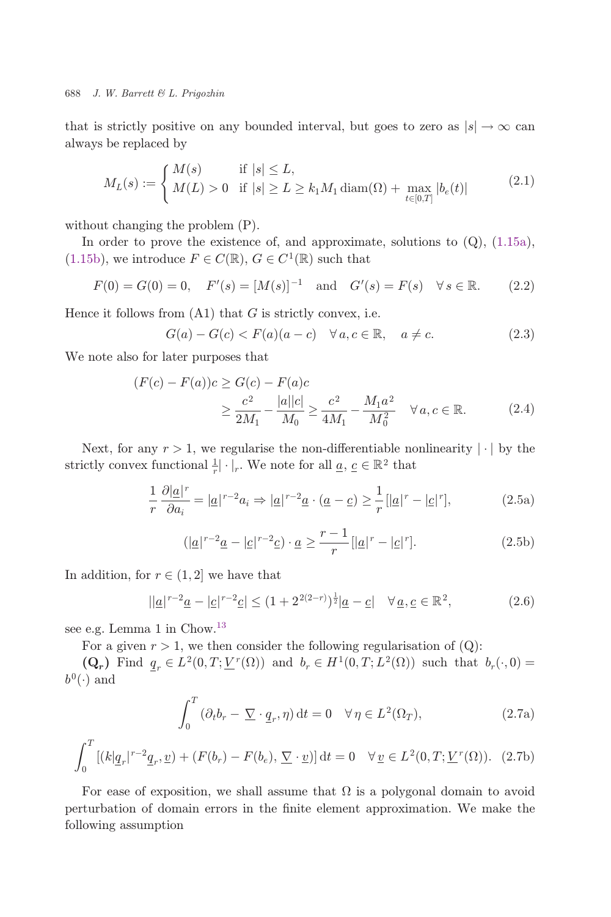that is strictly positive on any bounded interval, but goes to zero as $|s| \to \infty$ can always be replaced by

$$M_L(s) := \begin{cases} M(s) & \text{if } |s| \leq L, \\ M(L) > 0 & \text{if } |s| \geq L \geq k_1 M_1 \operatorname{diam}(\Omega) + \max\limits_{t\in[0,T]} |b_e(t)| \end{cases} \tag{2.1}$$

without changing the problem (P).

In order to prove the existence of, and approximate, solutions to (Q), (1.15a), (1.15b), we introduce $F \in C(\mathbb{R})$, $G \in C^1(\mathbb{R})$ such that

$$F(0) = G(0) = 0, \quad F'(s) = [M(s)]^{-1} \quad \text{and} \quad G'(s) = F(s) \quad \forall\, s \in \mathbb{R}. \tag{2.2}$$

Hence it follows from (A1) that $G$ is strictly convex, i.e.

$$G(a) - G(c) < F(a)(a-c) \quad \forall\, a, c \in \mathbb{R}, \quad a \neq c. \tag{2.3}$$

We note also for later purposes that

$$\begin{aligned}(F(c) - F(a))c &\geq G(c) - F(a)c \\ &\geq \frac{c^2}{2M_1} - \frac{|a||c|}{M_0} \geq \frac{c^2}{4M_1} - \frac{M_1 a^2}{M_0^2} \quad \forall\, a, c \in \mathbb{R}.\end{aligned} \tag{2.4}$$

Next, for any $r > 1$, we regularise the non-differentiable nonlinearity $|\cdot|$ by the strictly convex functional $\frac{1}{r}|\cdot|_r$. We note for all $\underline{a}$, $\underline{c} \in \mathbb{R}^2$ that

$$\frac{1}{r}\frac{\partial |\underline{a}|^r}{\partial a_i} = |\underline{a}|^{r-2} a_i \Rightarrow |\underline{a}|^{r-2}\underline{a} \cdot (\underline{a} - \underline{c}) \geq \frac{1}{r}[|\underline{a}|^r - |\underline{c}|^r], \tag{2.5a}$$

$$(|\underline{a}|^{r-2}\underline{a} - |\underline{c}|^{r-2}\underline{c}) \cdot \underline{a} \geq \frac{r-1}{r}[|\underline{a}|^r - |\underline{c}|^r]. \tag{2.5b}$$

In addition, for $r \in (1, 2]$ we have that

$$||\underline{a}|^{r-2}\underline{a} - |\underline{c}|^{r-2}\underline{c}| \leq (1 + 2^{2(2-r)})^{\frac{1}{2}} |\underline{a} - \underline{c}| \quad \forall\, \underline{a}, \underline{c} \in \mathbb{R}^2, \tag{2.6}$$

see e.g. Lemma 1 in Chow.[13]

For a given $r > 1$, we then consider the following regularisation of (Q):

**($\mathbf{Q}_r$)** Find $\underline{q}_r \in L^2(0, T; \underline{V}^r(\Omega))$ and $b_r \in H^1(0, T; L^2(\Omega))$ such that $b_r(\cdot, 0) = b^0(\cdot)$ and

$$\int_0^T (\partial_t b_r - \underline{\nabla} \cdot \underline{q}_r, \eta)\, \mathrm{d}t = 0 \quad \forall\, \eta \in L^2(\Omega_T), \tag{2.7a}$$

$$\int_0^T [(k|\underline{q}_r|^{r-2}\underline{q}_r, \underline{v}) + (F(b_r) - F(b_e), \underline{\nabla} \cdot \underline{v})]\, \mathrm{d}t = 0 \quad \forall\, \underline{v} \in L^2(0, T; \underline{V}^r(\Omega)). \tag{2.7b}$$

For ease of exposition, we shall assume that $\Omega$ is a polygonal domain to avoid perturbation of domain errors in the finite element approximation. We make the following assumption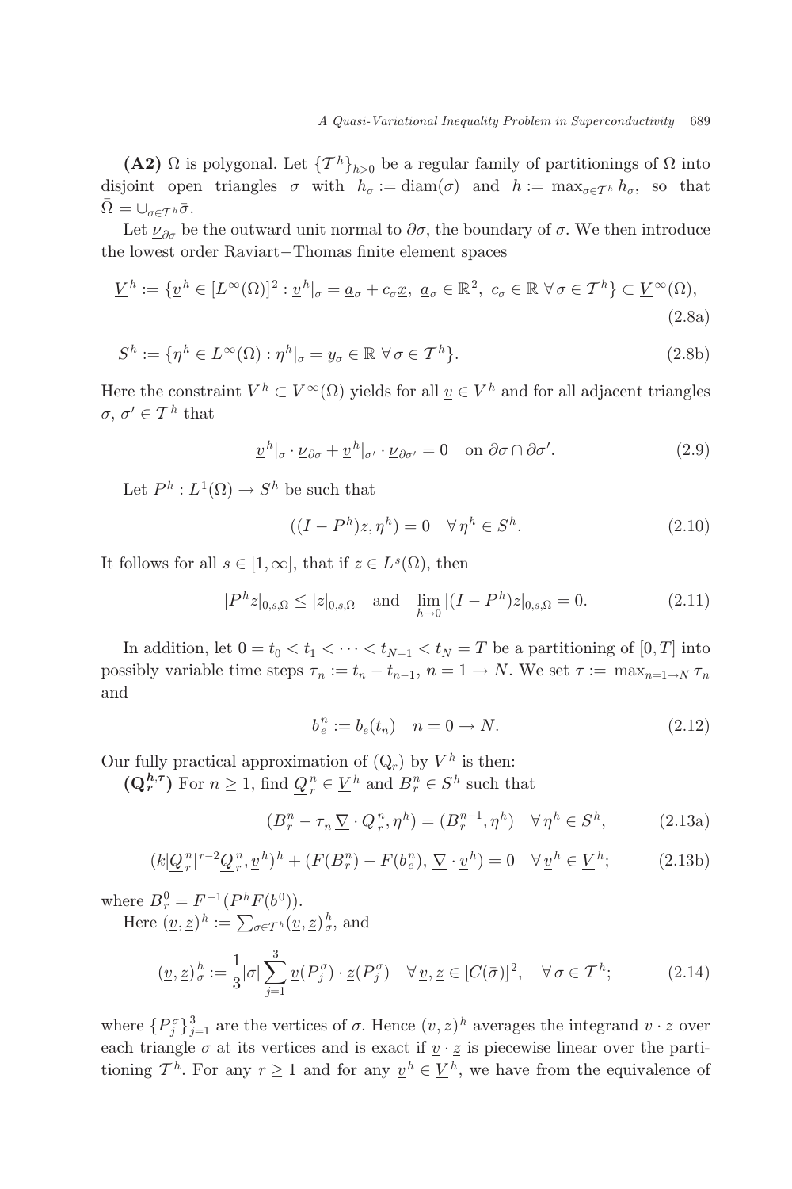**(A2)** $\Omega$ is polygonal. Let $\{\mathcal{T}^h\}_{h>0}$ be a regular family of partitionings of $\Omega$ into disjoint open triangles $\sigma$ with $h_\sigma := \text{diam}(\sigma)$ and $h := \max_{\sigma \in \mathcal{T}^h} h_\sigma$, so that $\bar{\Omega} = \cup_{\sigma \in \mathcal{T}^h} \bar{\sigma}$.

Let $\underline{\nu}_{\partial\sigma}$ be the outward unit normal to $\partial\sigma$, the boundary of $\sigma$. We then introduce the lowest order Raviart−Thomas finite element spaces

$$\underline{V}^h := \{\underline{v}^h \in [L^\infty(\Omega)]^2 : \underline{v}^h|_\sigma = \underline{a}_\sigma + c_\sigma \underline{x},\ \underline{a}_\sigma \in \mathbb{R}^2,\ c_\sigma \in \mathbb{R}\ \forall\, \sigma \in \mathcal{T}^h\} \subset \underline{V}^\infty(\Omega), \tag{2.8a}$$

$$S^h := \{\eta^h \in L^\infty(\Omega) : \eta^h|_\sigma = y_\sigma \in \mathbb{R}\ \forall\, \sigma \in \mathcal{T}^h\}. \tag{2.8b}$$

Here the constraint $\underline{V}^h \subset \underline{V}^\infty(\Omega)$ yields for all $\underline{v} \in \underline{V}^h$ and for all adjacent triangles $\sigma$, $\sigma' \in \mathcal{T}^h$ that

$$\underline{v}^h|_\sigma \cdot \underline{\nu}_{\partial\sigma} + \underline{v}^h|_{\sigma'} \cdot \underline{\nu}_{\partial\sigma'} = 0 \quad \text{on } \partial\sigma \cap \partial\sigma'. \tag{2.9}$$

Let $P^h : L^1(\Omega) \to S^h$ be such that

$$((I - P^h)z, \eta^h) = 0 \quad \forall\, \eta^h \in S^h. \tag{2.10}$$

It follows for all $s \in [1, \infty]$, that if $z \in L^s(\Omega)$, then

$$|P^h z|_{0,s,\Omega} \leq |z|_{0,s,\Omega} \quad \text{and} \quad \lim_{h \to 0} |(I - P^h)z|_{0,s,\Omega} = 0. \tag{2.11}$$

In addition, let $0 = t_0 < t_1 < \cdots < t_{N-1} < t_N = T$ be a partitioning of $[0, T]$ into possibly variable time steps $\tau_n := t_n - t_{n-1}$, $n = 1 \to N$. We set $\tau := \max_{n=1 \to N} \tau_n$ and

$$b_e^n := b_e(t_n) \quad n = 0 \to N. \tag{2.12}$$

Our fully practical approximation of $(\text{Q}_r)$ by $\underline{V}^h$ is then:

$(\mathbf{Q}_r^{h,\tau})$ For $n \geq 1$, find $\underline{Q}_r^n \in \underline{V}^h$ and $B_r^n \in S^h$ such that

$$(B_r^n - \tau_n \underline{\nabla} \cdot \underline{Q}_r^n, \eta^h) = (B_r^{n-1}, \eta^h) \quad \forall\, \eta^h \in S^h, \tag{2.13a}$$

$$(k|\underline{Q}_r^n|^{r-2}\underline{Q}_r^n, \underline{v}^h)^h + (F(B_r^n) - F(b_e^n), \underline{\nabla} \cdot \underline{v}^h) = 0 \quad \forall\, \underline{v}^h \in \underline{V}^h; \tag{2.13b}$$

where $B_r^0 = F^{-1}(P^h F(b^0))$.

Here $(\underline{v}, \underline{z})^h := \sum_{\sigma \in \mathcal{T}^h} (\underline{v}, \underline{z})_\sigma^h$, and

$$(\underline{v}, \underline{z})_\sigma^h := \frac{1}{3}|\sigma| \sum_{j=1}^{3} \underline{v}(P_j^\sigma) \cdot \underline{z}(P_j^\sigma) \quad \forall\, \underline{v}, \underline{z} \in [C(\bar{\sigma})]^2, \quad \forall\, \sigma \in \mathcal{T}^h; \tag{2.14}$$

where $\{P_j^\sigma\}_{j=1}^3$ are the vertices of $\sigma$. Hence $(\underline{v}, \underline{z})^h$ averages the integrand $\underline{v} \cdot \underline{z}$ over each triangle $\sigma$ at its vertices and is exact if $\underline{v} \cdot \underline{z}$ is piecewise linear over the partitioning $\mathcal{T}^h$. For any $r \geq 1$ and for any $\underline{v}^h \in \underline{V}^h$, we have from the equivalence of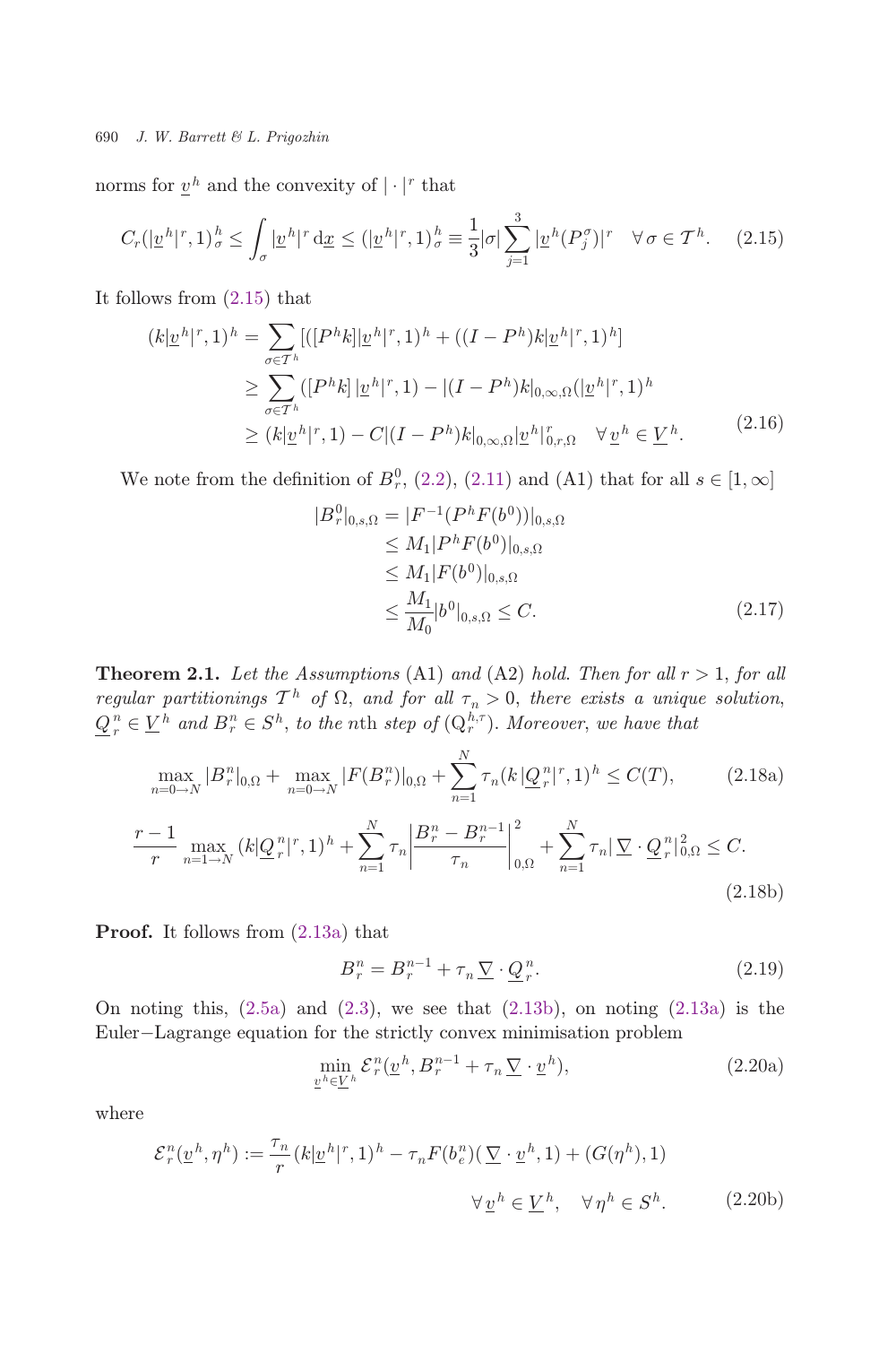norms for $\underline{v}^h$ and the convexity of $|\cdot|^r$ that

$$C_r(|\underline{v}^h|^r, 1)^h_\sigma \leq \int_\sigma |\underline{v}^h|^r \, \mathrm{d}\underline{x} \leq (|\underline{v}^h|^r, 1)^h_\sigma \equiv \frac{1}{3}|\sigma| \sum_{j=1}^{3} |\underline{v}^h(P^\sigma_j)|^r \quad \forall\, \sigma \in \mathcal{T}^h. \tag{2.15}$$

It follows from (2.15) that

$$\begin{aligned}
(k|\underline{v}^h|^r, 1)^h &= \sum_{\sigma \in \mathcal{T}^h} [([P^h k]|\underline{v}^h|^r, 1)^h + ((I - P^h)k|\underline{v}^h|^r, 1)^h] \\
&\geq \sum_{\sigma \in \mathcal{T}^h} ([P^h k]\, |\underline{v}^h|^r, 1) - |(I - P^h)k|_{0,\infty,\Omega}(|\underline{v}^h|^r, 1)^h \\
&\geq (k|\underline{v}^h|^r, 1) - C|(I - P^h)k|_{0,\infty,\Omega}|\underline{v}^h|^r_{0,r,\Omega} \quad \forall\, \underline{v}^h \in \underline{V}^h.
\end{aligned} \tag{2.16}$$

We note from the definition of $B^0_r$, (2.2), (2.11) and (A1) that for all $s \in [1, \infty]$

$$\begin{aligned}
|B^0_r|_{0,s,\Omega} &= |F^{-1}(P^h F(b^0))|_{0,s,\Omega} \\
&\leq M_1 |P^h F(b^0)|_{0,s,\Omega} \\
&\leq M_1 |F(b^0)|_{0,s,\Omega} \\
&\leq \frac{M_1}{M_0}|b^0|_{0,s,\Omega} \leq C.
\end{aligned} \tag{2.17}$$

**Theorem 2.1.** *Let the Assumptions* (A1) *and* (A2) *hold. Then for all* $r > 1$, *for all regular partitionings* $\mathcal{T}^h$ *of* $\Omega$, *and for all* $\tau_n > 0$, *there exists a unique solution,* $\underline{Q}^n_r \in \underline{V}^h$ *and* $B^n_r \in S^h$, *to the* $n$th *step of* $(\mathrm{Q}^{h,\tau}_r)$. *Moreover, we have that*

$$\max_{n=0\to N} |B^n_r|_{0,\Omega} + \max_{n=0\to N} |F(B^n_r)|_{0,\Omega} + \sum_{n=1}^{N} \tau_n (k|\underline{Q}^n_r|^r, 1)^h \leq C(T), \tag{2.18a}$$

$$\frac{r-1}{r} \max_{n=1\to N} (k|\underline{Q}^n_r|^r, 1)^h + \sum_{n=1}^{N} \tau_n \left|\frac{B^n_r - B^{n-1}_r}{\tau_n}\right|^2_{0,\Omega} + \sum_{n=1}^{N} \tau_n |\,\underline{\nabla} \cdot \underline{Q}^n_r|^2_{0,\Omega} \leq C. \tag{2.18b}$$

**Proof.** It follows from (2.13a) that

$$B^n_r = B^{n-1}_r + \tau_n \underline{\nabla} \cdot \underline{Q}^n_r. \tag{2.19}$$

On noting this, (2.5a) and (2.3), we see that (2.13b), on noting (2.13a) is the Euler−Lagrange equation for the strictly convex minimisation problem

$$\min_{\underline{v}^h \in \underline{V}^h} \mathcal{E}^n_r(\underline{v}^h, B^{n-1}_r + \tau_n \underline{\nabla} \cdot \underline{v}^h), \tag{2.20a}$$

where

$$\mathcal{E}^n_r(\underline{v}^h, \eta^h) := \frac{\tau_n}{r}(k|\underline{v}^h|^r, 1)^h - \tau_n F(b^n_e)(\,\underline{\nabla} \cdot \underline{v}^h, 1) + (G(\eta^h), 1) \qquad \forall\, \underline{v}^h \in \underline{V}^h, \quad \forall\, \eta^h \in S^h. \tag{2.20b}$$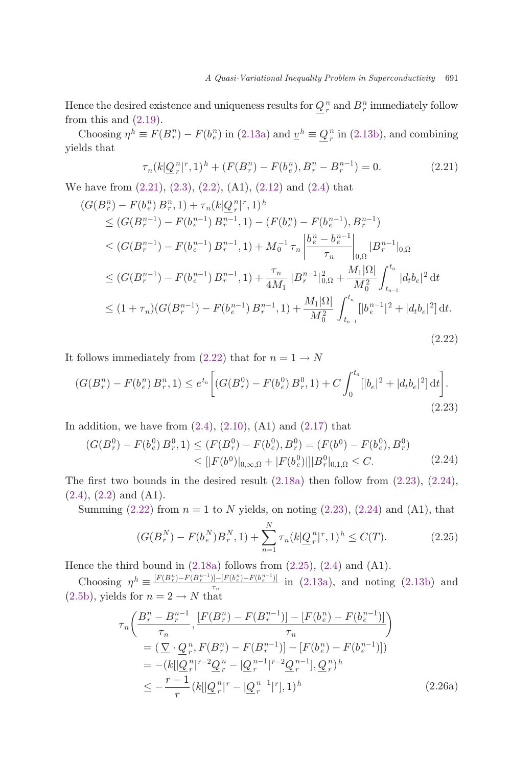Hence the desired existence and uniqueness results for $\underline{Q}_r^n$ and $B_r^n$ immediately follow from this and (2.19).

Choosing $\eta^h \equiv F(B_r^n) - F(b_e^n)$ in (2.13a) and $\underline{v}^h \equiv \underline{Q}_r^n$ in (2.13b), and combining yields that

$$\tau_n(k|\underline{Q}_r^n|^r, 1)^h + (F(B_r^n) - F(b_e^n), B_r^n - B_r^{n-1}) = 0. \tag{2.21}$$

We have from (2.21), (2.3), (2.2), (A1), (2.12) and (2.4) that

$$\begin{aligned}
&(G(B_r^n) - F(b_e^n)\, B_r^n, 1) + \tau_n(k|\underline{Q}_r^n|^r, 1)^h \\
&\quad \le (G(B_r^{n-1}) - F(b_e^{n-1})\, B_r^{n-1}, 1) - (F(b_e^n) - F(b_e^{n-1}), B_r^{n-1}) \\
&\quad \le (G(B_r^{n-1}) - F(b_e^{n-1})\, B_r^{n-1}, 1) + M_0^{-1}\, \tau_n \left| \frac{b_e^n - b_e^{n-1}}{\tau_n} \right|_{0,\Omega} |B_r^{n-1}|_{0,\Omega} \\
&\quad \le (G(B_r^{n-1}) - F(b_e^{n-1})\, B_r^{n-1}, 1) + \frac{\tau_n}{4M_1}\, |B_r^{n-1}|_{0,\Omega}^2 + \frac{M_1|\Omega|}{M_0^2} \int_{t_{n-1}}^{t_n} |d_t b_e|^2 \, \mathrm{d}t \\
&\quad \le (1+\tau_n)(G(B_r^{n-1}) - F(b_e^{n-1})\, B_r^{n-1}, 1) + \frac{M_1|\Omega|}{M_0^2} \int_{t_{n-1}}^{t_n} [|b_e^{n-1}|^2 + |d_t b_e|^2] \, \mathrm{d}t.
\end{aligned} \tag{2.22}$$

It follows immediately from (2.22) that for $n = 1 \to N$

$$(G(B_r^n) - F(b_e^n)\, B_r^n, 1) \le e^{t_n} \left[ (G(B_r^0) - F(b_e^0)\, B_r^0, 1) + C \int_0^{t_n} [|b_e|^2 + |d_t b_e|^2] \, \mathrm{d}t \right]. \tag{2.23}$$

In addition, we have from (2.4), (2.10), (A1) and (2.17) that

$$\begin{aligned}
(G(B_r^0) - F(b_e^0)\, B_r^0, 1) &\le (F(B_r^0) - F(b_e^0), B_r^0) = (F(b^0) - F(b_e^0), B_r^0) \\
&\le [|F(b^0)|_{0,\infty,\Omega} + |F(b_e^0)|]|B_r^0|_{0,1,\Omega} \le C.
\end{aligned} \tag{2.24}$$

The first two bounds in the desired result (2.18a) then follow from (2.23), (2.24), (2.4), (2.2) and (A1).

Summing (2.22) from $n = 1$ to $N$ yields, on noting (2.23), (2.24) and (A1), that

$$(G(B_r^N) - F(b_e^N) B_r^N, 1) + \sum_{n=1}^{N} \tau_n(k|\underline{Q}_r^n|^r, 1)^h \le C(T). \tag{2.25}$$

Hence the third bound in (2.18a) follows from (2.25), (2.4) and (A1).

Choosing $\eta^h \equiv \frac{[F(B_r^n) - F(B_r^{n-1})] - [F(b_e^n) - F(b_e^{n-1})]}{\tau_n}$ in (2.13a), and noting (2.13b) and (2.5b), yields for $n = 2 \to N$ that

$$\begin{aligned}
&\tau_n \left( \frac{B_r^n - B_r^{n-1}}{\tau_n}, \frac{[F(B_r^n) - F(B_r^{n-1})] - [F(b_e^n) - F(b_e^{n-1})]}{\tau_n} \right) \\
&\quad = (\underline{\nabla} \cdot \underline{Q}_r^n, F(B_r^n) - F(B_r^{n-1})] - [F(b_e^n) - F(b_e^{n-1})]) \\
&\quad = -(k[|\underline{Q}_r^n|^{r-2} \underline{Q}_r^n - |\underline{Q}_r^{n-1}|^{r-2} \underline{Q}_r^{n-1}], \underline{Q}_r^n)^h \\
&\quad \le -\frac{r-1}{r} (k[|\underline{Q}_r^n|^r - |\underline{Q}_r^{n-1}|^r], 1)^h
\end{aligned} \tag{2.26a}$$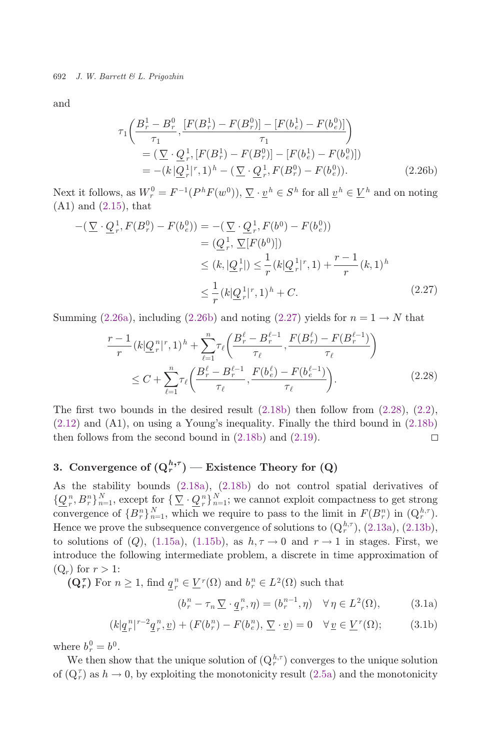and

$$
\begin{aligned}
\tau_1 &\left( \frac{B_r^1 - B_r^0}{\tau_1}, \frac{[F(B_r^1) - F(B_r^0)] - [F(b_e^1) - F(b_e^0)]}{\tau_1} \right) \\
&= (\underline{\nabla} \cdot \underline{Q}_r^1, [F(B_r^1) - F(B_r^0)] - [F(b_e^1) - F(b_e^0)]) \\
&= -(k\,|\underline{Q}_r^1|^r, 1)^h - (\underline{\nabla} \cdot \underline{Q}_r^1, F(B_r^0) - F(b_e^0)). \qquad (2.26b)
\end{aligned}
$$

Next it follows, as $W_r^0 = F^{-1}(P^h F(w^0))$, $\underline{\nabla} \cdot \underline{v}^h \in S^h$ for all $\underline{v}^h \in \underline{V}^h$ and on noting (A1) and (2.15), that

$$
\begin{aligned}
-(\underline{\nabla} \cdot \underline{Q}_r^1, F(B_r^0) - F(b_e^0)) &= -(\underline{\nabla} \cdot \underline{Q}_r^1, F(b^0) - F(b_e^0)) \\
&= (\underline{Q}_r^1, \underline{\nabla}[F(b^0)]) \\
&\leq (k, |\underline{Q}_r^1|) \leq \frac{1}{r}(k|\underline{Q}_r^1|^r, 1) + \frac{r-1}{r}(k,1)^h \\
&\leq \frac{1}{r}(k|\underline{Q}_r^1|^r, 1)^h + C. \qquad (2.27)
\end{aligned}
$$

Summing (2.26a), including (2.26b) and noting (2.27) yields for $n = 1 \to N$ that

$$
\begin{aligned}
\frac{r-1}{r}(k|\underline{Q}_r^n|^r, 1)^h &+ \sum_{\ell=1}^{n} \tau_\ell \left( \frac{B_r^\ell - B_r^{\ell-1}}{\tau_\ell}, \frac{F(B_r^\ell) - F(B_r^{\ell-1})}{\tau_\ell} \right) \\
&\leq C + \sum_{\ell=1}^{n} \tau_\ell \left( \frac{B_r^\ell - B_r^{\ell-1}}{\tau_\ell}, \frac{F(b_e^\ell) - F(b_e^{\ell-1})}{\tau_\ell} \right). \qquad (2.28)
\end{aligned}
$$

The first two bounds in the desired result (2.18b) then follow from (2.28), (2.2), (2.12) and (A1), on using a Young's inequality. Finally the third bound in (2.18b) then follows from the second bound in (2.18b) and (2.19). $\square$

## 3. Convergence of $(\mathrm{Q}_r^{h,\tau})$ — Existence Theory for (Q)

As the stability bounds (2.18a), (2.18b) do not control spatial derivatives of $\{\underline{Q}_r^n, B_r^n\}_{n=1}^N$, except for $\{\underline{\nabla} \cdot \underline{Q}_r^n\}_{n=1}^N$; we cannot exploit compactness to get strong convergence of $\{B_r^n\}_{n=1}^N$, which we require to pass to the limit in $F(B_r^n)$ in $(\mathrm{Q}_r^{h,\tau})$. Hence we prove the subsequence convergence of solutions to $(\mathrm{Q}_r^{h,\tau})$, (2.13a), (2.13b), to solutions of $(Q)$, (1.15a), (1.15b), as $h, \tau \to 0$ and $r \to 1$ in stages. First, we introduce the following intermediate problem, a discrete in time approximation of $(\mathrm{Q}_r)$ for $r > 1$:

**$(\mathrm{Q}_r^\tau)$** For $n \geq 1$, find $\underline{q}_r^n \in \underline{V}^r(\Omega)$ and $b_r^n \in L^2(\Omega)$ such that

$$
(b_r^n - \tau_n \underline{\nabla} \cdot \underline{q}_r^n, \eta) = (b_r^{n-1}, \eta) \quad \forall \eta \in L^2(\Omega), \qquad (3.1a)
$$

$$
(k|\underline{q}_r^n|^{r-2}\underline{q}_r^n, \underline{v}) + (F(b_r^n) - F(b_e^n), \underline{\nabla} \cdot \underline{v}) = 0 \quad \forall \underline{v} \in \underline{V}^r(\Omega); \qquad (3.1b)
$$

where $b_r^0 = b^0$.

We then show that the unique solution of $(\mathrm{Q}_r^{h,\tau})$ converges to the unique solution of $(\mathrm{Q}_r^\tau)$ as $h \to 0$, by exploiting the monotonicity result (2.5a) and the monotonicity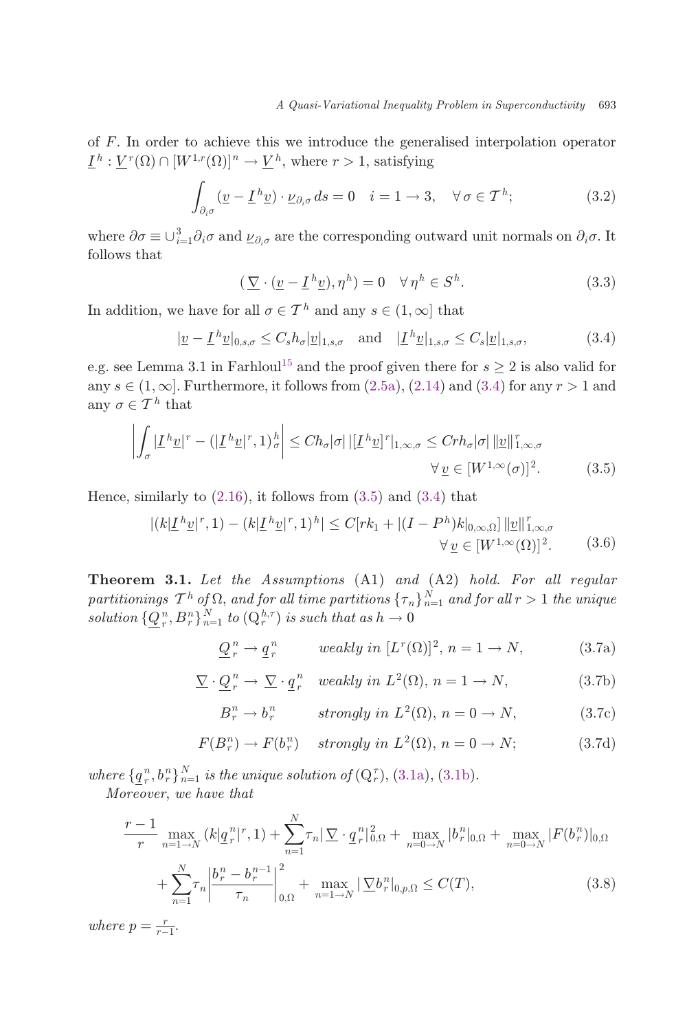of $F$. In order to achieve this we introduce the generalised interpolation operator $\underline{I}^h : \underline{V}^r(\Omega) \cap [W^{1,r}(\Omega)]^n \to \underline{V}^h$, where $r > 1$, satisfying

$$\int_{\partial_i \sigma} (\underline{v} - \underline{I}^h \underline{v}) \cdot \underline{\nu}_{\partial_i \sigma} \, ds = 0 \quad i = 1 \to 3, \quad \forall \sigma \in \mathcal{T}^h; \tag{3.2}$$

where $\partial\sigma \equiv \cup_{i=1}^3 \partial_i \sigma$ and $\underline{\nu}_{\partial_i \sigma}$ are the corresponding outward unit normals on $\partial_i \sigma$. It follows that

$$(\underline{\nabla} \cdot (\underline{v} - \underline{I}^h \underline{v}), \eta^h) = 0 \quad \forall \eta^h \in S^h. \tag{3.3}$$

In addition, we have for all $\sigma \in \mathcal{T}^h$ and any $s \in (1, \infty]$ that

$$|\underline{v} - \underline{I}^h \underline{v}|_{0,s,\sigma} \leq C_s h_\sigma |\underline{v}|_{1,s,\sigma} \quad \text{and} \quad |\underline{I}^h \underline{v}|_{1,s,\sigma} \leq C_s |\underline{v}|_{1,s,\sigma}, \tag{3.4}$$

e.g. see Lemma 3.1 in Farhloul[15] and the proof given there for $s \geq 2$ is also valid for any $s \in (1, \infty]$. Furthermore, it follows from (2.5a), (2.14) and (3.4) for any $r > 1$ and any $\sigma \in \mathcal{T}^h$ that

$$\left| \int_\sigma |\underline{I}^h \underline{v}|^r - (|\underline{I}^h \underline{v}|^r, 1)_\sigma^h \right| \leq C h_\sigma |\sigma| \, |[\underline{I}^h \underline{v}]^r|_{1,\infty,\sigma} \leq C r h_\sigma |\sigma| \, \|\underline{v}\|_{1,\infty,\sigma}^r \qquad \forall \underline{v} \in [W^{1,\infty}(\sigma)]^2. \tag{3.5}$$

Hence, similarly to (2.16), it follows from (3.5) and (3.4) that

$$|(k|\underline{I}^h \underline{v}|^r, 1) - (k|\underline{I}^h \underline{v}|^r, 1)^h| \leq C[rk_1 + |(I - P^h)k|_{0,\infty,\Omega}] \, \|\underline{v}\|_{1,\infty,\sigma}^r \qquad \forall \underline{v} \in [W^{1,\infty}(\Omega)]^2. \tag{3.6}$$

**Theorem 3.1.** *Let the Assumptions* (A1) *and* (A2) *hold. For all regular partitionings $\mathcal{T}^h$ of $\Omega$, and for all time partitions $\{\tau_n\}_{n=1}^N$ and for all $r > 1$ the unique solution $\{\underline{Q}_r^n, B_r^n\}_{n=1}^N$ to* $(\mathrm{Q}_r^{h,\tau})$ *is such that as $h \to 0$*

$$\underline{Q}_r^n \to \underline{q}_r^n \qquad \text{weakly in } [L^r(\Omega)]^2, \; n = 1 \to N, \tag{3.7a}$$

$$\underline{\nabla} \cdot \underline{Q}_r^n \to \underline{\nabla} \cdot \underline{q}_r^n \quad \text{weakly in } L^2(\Omega), \; n = 1 \to N, \tag{3.7b}$$

$$B_r^n \to b_r^n \qquad \text{strongly in } L^2(\Omega), \; n = 0 \to N, \tag{3.7c}$$

$$F(B_r^n) \to F(b_r^n) \quad \text{strongly in } L^2(\Omega), \; n = 0 \to N; \tag{3.7d}$$

*where $\{\underline{q}_r^n, b_r^n\}_{n=1}^N$ is the unique solution of* $(\mathrm{Q}_r^\tau)$, (3.1a), (3.1b).

*Moreover, we have that*

$$\frac{r-1}{r} \max_{n=1 \to N} (k|\underline{q}_r^n|^r, 1) + \sum_{n=1}^N \tau_n |\underline{\nabla} \cdot \underline{q}_r^n|_{0,\Omega}^2 + \max_{n=0 \to N} |b_r^n|_{0,\Omega} + \max_{n=0 \to N} |F(b_r^n)|_{0,\Omega} + \sum_{n=1}^N \tau_n \left| \frac{b_r^n - b_r^{n-1}}{\tau_n} \right|_{0,\Omega}^2 + \max_{n=1 \to N} |\underline{\nabla} b_r^n|_{0,p,\Omega} \leq C(T), \tag{3.8}$$

*where $p = \frac{r}{r-1}$.*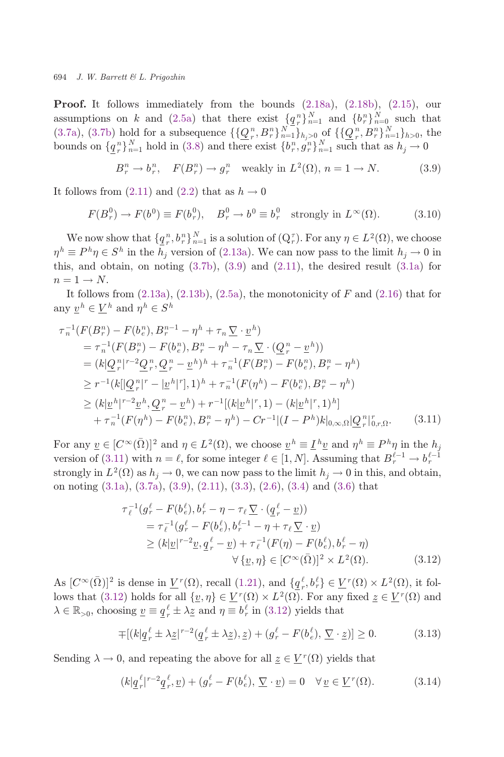**Proof.** It follows immediately from the bounds (2.18a), (2.18b), (2.15), our assumptions on $k$ and (2.5a) that there exist $\{\underline{q}_r^n\}_{n=1}^N$ and $\{b_r^n\}_{n=0}^N$ such that (3.7a), (3.7b) hold for a subsequence $\{\{\underline{Q}_r^n, B_r^n\}_{n=1}^N\}_{h_j>0}$ of $\{\{\underline{Q}_r^n, B_r^n\}_{n=1}^N\}_{h>0}$, the bounds on $\{\underline{q}_r^n\}_{n=1}^N$ hold in (3.8) and there exist $\{b_r^n, g_r^n\}_{n=1}^N$ such that as $h_j \to 0$

$$B_r^n \to b_r^n, \quad F(B_r^n) \to g_r^n \quad \text{weakly in } L^2(\Omega),\ n = 1 \to N. \tag{3.9}$$

It follows from (2.11) and (2.2) that as $h \to 0$

$$F(B_r^0) \to F(b^0) \equiv F(b_r^0), \quad B_r^0 \to b^0 \equiv b_r^0 \quad \text{strongly in } L^\infty(\Omega). \tag{3.10}$$

We now show that $\{\underline{q}_r^n, b_r^n\}_{n=1}^N$ is a solution of $(\mathrm{Q}_r^\tau)$. For any $\eta \in L^2(\Omega)$, we choose $\eta^h \equiv P^h\eta \in S^h$ in the $h_j$ version of (2.13a). We can now pass to the limit $h_j \to 0$ in this, and obtain, on noting (3.7b), (3.9) and (2.11), the desired result (3.1a) for $n = 1 \to N$.

It follows from (2.13a), (2.13b), (2.5a), the monotonicity of $F$ and (2.16) that for any $\underline{v}^h \in \underline{V}^h$ and $\eta^h \in S^h$

$$\begin{aligned}
\tau_n^{-1}&(F(B_r^n) - F(b_e^n), B_r^{n-1} - \eta^h + \tau_n \underline{\nabla} \cdot \underline{v}^h) \\
&= \tau_n^{-1}(F(B_r^n) - F(b_e^n), B_r^n - \eta^h - \tau_n \underline{\nabla} \cdot (\underline{Q}_r^n - \underline{v}^h)) \\
&= (k|\underline{Q}_r^n|^{r-2}\underline{Q}_r^n, \underline{Q}_r^n - \underline{v}^h)^h + \tau_n^{-1}(F(B_r^n) - F(b_e^n), B_r^n - \eta^h) \\
&\geq r^{-1}(k[|\underline{Q}_r^n|^r - |\underline{v}^h|^r], 1)^h + \tau_n^{-1}(F(\eta^h) - F(b_e^n), B_r^n - \eta^h) \\
&\geq (k|\underline{v}^h|^{r-2}\underline{v}^h, \underline{Q}_r^n - \underline{v}^h) + r^{-1}[(k|\underline{v}^h|^r, 1) - (k|\underline{v}^h|^r, 1)^h] \\
&\quad + \tau_n^{-1}(F(\eta^h) - F(b_e^n), B_r^n - \eta^h) - Cr^{-1}|(I - P^h)k|_{0,\infty,\Omega}|\underline{Q}_r^n|_{0,r,\Omega}^r.
\end{aligned} \tag{3.11}$$

For any $\underline{v} \in [C^\infty(\bar{\Omega})]^2$ and $\eta \in L^2(\Omega)$, we choose $\underline{v}^h \equiv \underline{I}^h\underline{v}$ and $\eta^h \equiv P^h\eta$ in the $h_j$ version of (3.11) with $n = \ell$, for some integer $\ell \in [1, N]$. Assuming that $B_r^{\ell-1} \to b_r^{\ell-1}$ strongly in $L^2(\Omega)$ as $h_j \to 0$, we can now pass to the limit $h_j \to 0$ in this, and obtain, on noting (3.1a), (3.7a), (3.9), (2.11), (3.3), (2.6), (3.4) and (3.6) that

$$\begin{aligned}
\tau_\ell^{-1}&(g_r^\ell - F(b_e^\ell), b_r^\ell - \eta - \tau_\ell \underline{\nabla} \cdot (\underline{q}_r^\ell - \underline{v})) \\
&= \tau_\ell^{-1}(g_r^\ell - F(b_e^\ell), b_r^{\ell-1} - \eta + \tau_\ell \underline{\nabla} \cdot \underline{v}) \\
&\geq (k|\underline{v}|^{r-2}\underline{v}, \underline{q}_r^\ell - \underline{v}) + \tau_\ell^{-1}(F(\eta) - F(b_e^\ell), b_r^\ell - \eta) \\
&\qquad\qquad \forall \{\underline{v}, \eta\} \in [C^\infty(\bar{\Omega})]^2 \times L^2(\Omega).
\end{aligned} \tag{3.12}$$

As $[C^\infty(\bar{\Omega})]^2$ is dense in $\underline{V}^r(\Omega)$, recall (1.21), and $\{\underline{q}_r^\ell, b_r^\ell\} \in \underline{V}^r(\Omega) \times L^2(\Omega)$, it follows that (3.12) holds for all $\{\underline{v}, \eta\} \in \underline{V}^r(\Omega) \times L^2(\Omega)$. For any fixed $\underline{z} \in \underline{V}^r(\Omega)$ and $\lambda \in \mathbb{R}_{>0}$, choosing $\underline{v} \equiv \underline{q}_r^\ell \pm \lambda\underline{z}$ and $\eta \equiv b_r^\ell$ in (3.12) yields that

$$\mp[(k|\underline{q}_r^\ell \pm \lambda\underline{z}|^{r-2}(\underline{q}_r^\ell \pm \lambda\underline{z}), \underline{z}) + (g_r^\ell - F(b_e^\ell), \underline{\nabla} \cdot \underline{z})] \geq 0. \tag{3.13}$$

Sending $\lambda \to 0$, and repeating the above for all $\underline{z} \in \underline{V}^r(\Omega)$ yields that

$$(k|\underline{q}_r^\ell|^{r-2}\underline{q}_r^\ell, \underline{v}) + (g_r^\ell - F(b_e^\ell), \underline{\nabla} \cdot \underline{v}) = 0 \quad \forall \underline{v} \in \underline{V}^r(\Omega). \tag{3.14}$$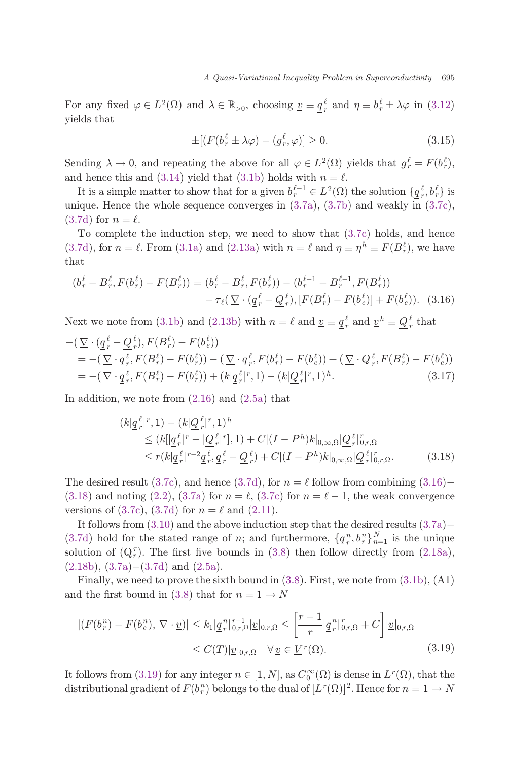For any fixed $\varphi \in L^2(\Omega)$ and $\lambda \in \mathbb{R}_{>0}$, choosing $\underline{v} \equiv \underline{q}_r^{\ell}$ and $\eta \equiv b_r^{\ell} \pm \lambda\varphi$ in (3.12) yields that

$$\pm[(F(b_r^{\ell} \pm \lambda\varphi) - (g_r^{\ell}, \varphi)] \geq 0. \tag{3.15}$$

Sending $\lambda \to 0$, and repeating the above for all $\varphi \in L^2(\Omega)$ yields that $g_r^{\ell} = F(b_r^{\ell})$, and hence this and (3.14) yield that (3.1b) holds with $n = \ell$.

It is a simple matter to show that for a given $b_r^{\ell-1} \in L^2(\Omega)$ the solution $\{\underline{q}_r^{\ell}, b_r^{\ell}\}$ is unique. Hence the whole sequence converges in (3.7a), (3.7b) and weakly in (3.7c), (3.7d) for $n = \ell$.

To complete the induction step, we need to show that (3.7c) holds, and hence (3.7d), for $n = \ell$. From (3.1a) and (2.13a) with $n = \ell$ and $\eta \equiv \eta^h \equiv F(B_r^{\ell})$, we have that

$$\begin{aligned}(b_r^{\ell} - B_r^{\ell}, F(b_r^{\ell}) - F(B_r^{\ell})) &= (b_r^{\ell} - B_r^{\ell}, F(b_r^{\ell})) - (b_r^{\ell-1} - B_r^{\ell-1}, F(B_r^{\ell})) \\ &\quad - \tau_{\ell}(\underline{\nabla} \cdot (\underline{q}_r^{\ell} - \underline{Q}_r^{\ell}), [F(B_r^{\ell}) - F(b_e^{\ell})] + F(b_e^{\ell})). \end{aligned} \tag{3.16}$$

Next we note from (3.1b) and (2.13b) with $n = \ell$ and $\underline{v} \equiv \underline{q}_r^{\ell}$ and $\underline{v}^h \equiv \underline{Q}_r^{\ell}$ that

$$\begin{aligned}&-(\underline{\nabla} \cdot (\underline{q}_r^{\ell} - \underline{Q}_r^{\ell}), F(B_r^{\ell}) - F(b_e^{\ell})) \\ &= -(\underline{\nabla} \cdot \underline{q}_r^{\ell}, F(B_r^{\ell}) - F(b_r^{\ell})) - (\underline{\nabla} \cdot \underline{q}_r^{\ell}, F(b_r^{\ell}) - F(b_e^{\ell})) + (\underline{\nabla} \cdot \underline{Q}_r^{\ell}, F(B_r^{\ell}) - F(b_e^{\ell})) \\ &= -(\underline{\nabla} \cdot \underline{q}_r^{\ell}, F(B_r^{\ell}) - F(b_r^{\ell})) + (k|\underline{q}_r^{\ell}|^r, 1) - (k|\underline{Q}_r^{\ell}|^r, 1)^h. \end{aligned} \tag{3.17}$$

In addition, we note from (2.16) and (2.5a) that

$$\begin{aligned}&(k|\underline{q}_r^{\ell}|^r, 1) - (k|\underline{Q}_r^{\ell}|^r, 1)^h \\ &\quad \leq (k[|\underline{q}_r^{\ell}|^r - |\underline{Q}_r^{\ell}|^r], 1) + C|(I - P^h)k|_{0,\infty,\Omega}|\underline{Q}_r^{\ell}|_{0,r,\Omega}^r \\ &\quad \leq r(k|\underline{q}_r^{\ell}|^{r-2}\underline{q}_r^{\ell}, \underline{q}_r^{\ell} - \underline{Q}_r^{\ell}) + C|(I - P^h)k|_{0,\infty,\Omega}|\underline{Q}_r^{\ell}|_{0,r,\Omega}^r. \end{aligned} \tag{3.18}$$

The desired result (3.7c), and hence (3.7d), for $n = \ell$ follow from combining (3.16)–(3.18) and noting (2.2), (3.7a) for $n = \ell$, (3.7c) for $n = \ell - 1$, the weak convergence versions of (3.7c), (3.7d) for $n = \ell$ and (2.11).

It follows from (3.10) and the above induction step that the desired results (3.7a)–(3.7d) hold for the stated range of $n$; and furthermore, $\{\underline{q}_r^n, b_r^n\}_{n=1}^N$ is the unique solution of $(\mathrm{Q}_r^{\tau})$. The first five bounds in (3.8) then follow directly from (2.18a), (2.18b), (3.7a)–(3.7d) and (2.5a).

Finally, we need to prove the sixth bound in (3.8). First, we note from (3.1b), (A1) and the first bound in (3.8) that for $n = 1 \to N$

$$\begin{aligned}|(F(b_r^n) - F(b_e^n), \underline{\nabla} \cdot \underline{v})| &\leq k_1|\underline{q}_r^n|_{0,r,\Omega}^{r-1}|\underline{v}|_{0,r,\Omega} \leq \left[\frac{r-1}{r}|\underline{q}_r^n|_{0,r,\Omega}^r + C\right]|\underline{v}|_{0,r,\Omega} \\ &\leq C(T)|\underline{v}|_{0,r,\Omega} \quad \forall\, \underline{v} \in \underline{V}^r(\Omega). \end{aligned} \tag{3.19}$$

It follows from (3.19) for any integer $n \in [1, N]$, as $C_0^{\infty}(\Omega)$ is dense in $L^r(\Omega)$, that the distributional gradient of $F(b_r^n)$ belongs to the dual of $[L^r(\Omega)]^2$. Hence for $n = 1 \to N$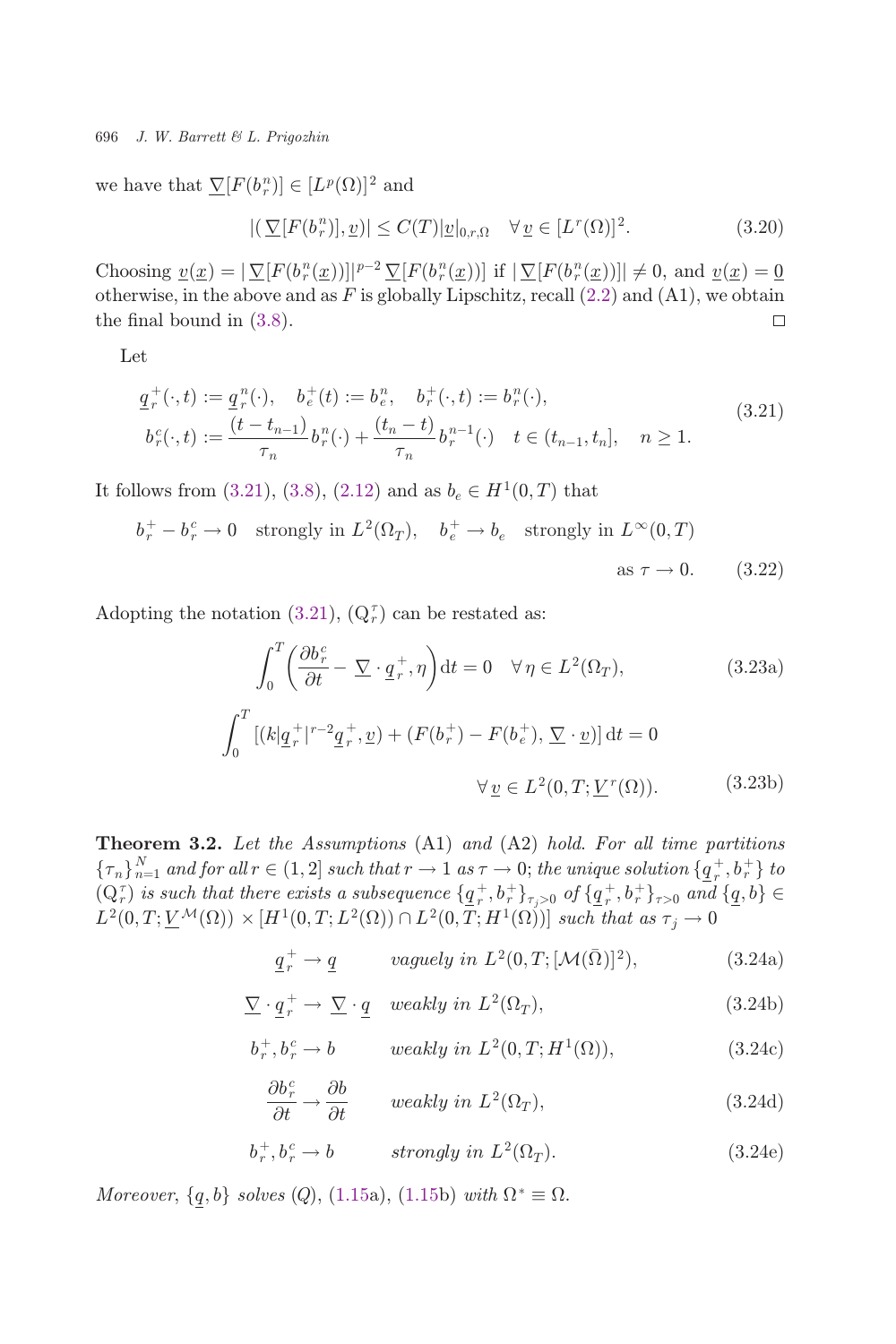we have that $\underline{\nabla}[F(b_r^n)] \in [L^p(\Omega)]^2$ and

$$|(\underline{\nabla}[F(b_r^n)], \underline{v})| \leq C(T)|\underline{v}|_{0,r,\Omega} \quad \forall \underline{v} \in [L^r(\Omega)]^2. \tag{3.20}$$

Choosing $\underline{v}(\underline{x}) = |\underline{\nabla}[F(b_r^n(\underline{x}))]|^{p-2}\,\underline{\nabla}[F(b_r^n(\underline{x}))]$ if $|\underline{\nabla}[F(b_r^n(\underline{x}))]| \neq 0$, and $\underline{v}(\underline{x}) = \underline{0}$ otherwise, in the above and as $F$ is globally Lipschitz, recall (2.2) and (A1), we obtain the final bound in (3.8). $\square$

Let

$$\begin{aligned}
&\underline{q}_r^+(\cdot,t) := \underline{q}_r^n(\cdot), \quad b_e^+(t) := b_e^n, \quad b_r^+(\cdot,t) := b_r^n(\cdot), \\
&b_r^c(\cdot,t) := \frac{(t-t_{n-1})}{\tau_n} b_r^n(\cdot) + \frac{(t_n - t)}{\tau_n} b_r^{n-1}(\cdot) \quad t \in (t_{n-1}, t_n], \quad n \geq 1.
\end{aligned} \tag{3.21}$$

It follows from (3.21), (3.8), (2.12) and as $b_e \in H^1(0,T)$ that

$$b_r^+ - b_r^c \to 0 \quad \text{strongly in } L^2(\Omega_T), \quad b_e^+ \to b_e \quad \text{strongly in } L^\infty(0,T) \quad \text{as } \tau \to 0. \tag{3.22}$$

Adopting the notation (3.21), $(\mathrm{Q}_r^\tau)$ can be restated as:

$$\int_0^T \left(\frac{\partial b_r^c}{\partial t} - \underline{\nabla} \cdot \underline{q}_r^+, \eta\right) \mathrm{d}t = 0 \quad \forall \eta \in L^2(\Omega_T), \tag{3.23a}$$

$$\int_0^T [(k|\underline{q}_r^+|^{r-2}\underline{q}_r^+, \underline{v}) + (F(b_r^+) - F(b_e^+), \underline{\nabla} \cdot \underline{v})]\,\mathrm{d}t = 0 \quad \forall \underline{v} \in L^2(0,T; \underline{V}^r(\Omega)). \tag{3.23b}$$

**Theorem 3.2.** *Let the Assumptions* (A1) *and* (A2) *hold. For all time partitions* $\{\tau_n\}_{n=1}^N$ *and for all* $r \in (1,2]$ *such that* $r \to 1$ *as* $\tau \to 0$; *the unique solution* $\{\underline{q}_r^+, b_r^+\}$ *to* $(\mathrm{Q}_r^\tau)$ *is such that there exists a subsequence* $\{\underline{q}_r^+, b_r^+\}_{\tau_j > 0}$ *of* $\{\underline{q}_r^+, b_r^+\}_{\tau > 0}$ *and* $\{\underline{q}, b\} \in L^2(0,T; \underline{V}^{\mathcal{M}}(\Omega)) \times [H^1(0,T; L^2(\Omega)) \cap L^2(0,T; H^1(\Omega))]$ *such that as* $\tau_j \to 0$

$$\underline{q}_r^+ \to \underline{q} \qquad \text{vaguely in } L^2(0,T; [\mathcal{M}(\bar{\Omega})]^2), \tag{3.24a}$$

$$\underline{\nabla} \cdot \underline{q}_r^+ \to \underline{\nabla} \cdot \underline{q} \quad \text{weakly in } L^2(\Omega_T), \tag{3.24b}$$

$$b_r^+, b_r^c \to b \qquad \text{weakly in } L^2(0,T; H^1(\Omega)), \tag{3.24c}$$

$$\frac{\partial b_r^c}{\partial t} \to \frac{\partial b}{\partial t} \qquad \text{weakly in } L^2(\Omega_T), \tag{3.24d}$$

$$b_r^+, b_r^c \to b \qquad \text{strongly in } L^2(\Omega_T). \tag{3.24e}$$

*Moreover,* $\{\underline{q}, b\}$ *solves* (Q), (1.15a), (1.15b) *with* $\Omega^* \equiv \Omega$.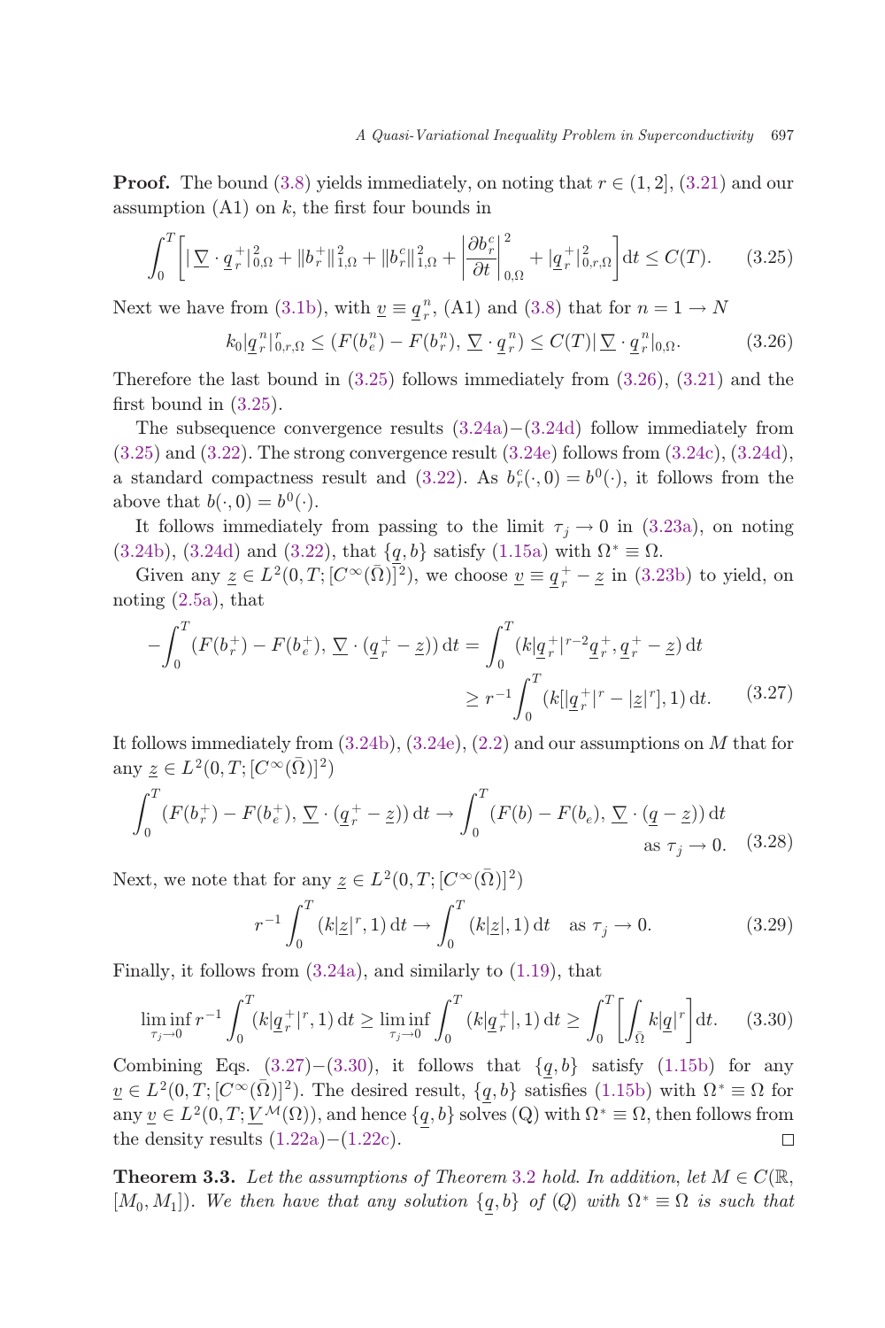**Proof.** The bound (3.8) yields immediately, on noting that $r \in (1, 2]$, (3.21) and our assumption (A1) on $k$, the first four bounds in

$$\int_0^T \left[ |\underline{\nabla} \cdot \underline{q}_r^+|^2_{0,\Omega} + \|b_r^+\|^2_{1,\Omega} + \|b_r^c\|^2_{1,\Omega} + \left|\frac{\partial b_r^c}{\partial t}\right|^2_{0,\Omega} + |\underline{q}_r^+|^2_{0,r,\Omega} \right] \mathrm{d}t \leq C(T). \tag{3.25}$$

Next we have from (3.1b), with $\underline{v} \equiv \underline{q}_r^n$, (A1) and (3.8) that for $n = 1 \to N$

$$k_0 |\underline{q}_r^n|^r_{0,r,\Omega} \leq (F(b_e^n) - F(b_r^n),\, \underline{\nabla} \cdot \underline{q}_r^n) \leq C(T) |\underline{\nabla} \cdot \underline{q}_r^n|_{0,\Omega}. \tag{3.26}$$

Therefore the last bound in (3.25) follows immediately from (3.26), (3.21) and the first bound in (3.25).

The subsequence convergence results (3.24a)−(3.24d) follow immediately from (3.25) and (3.22). The strong convergence result (3.24e) follows from (3.24c), (3.24d), a standard compactness result and (3.22). As $b_r^c(\cdot, 0) = b^0(\cdot)$, it follows from the above that $b(\cdot, 0) = b^0(\cdot)$.

It follows immediately from passing to the limit $\tau_j \to 0$ in (3.23a), on noting (3.24b), (3.24d) and (3.22), that $\{\underline{q}, b\}$ satisfy (1.15a) with $\Omega^* \equiv \Omega$.

Given any $\underline{z} \in L^2(0, T; [C^\infty(\bar{\Omega})]^2)$, we choose $\underline{v} \equiv \underline{q}_r^+ - \underline{z}$ in (3.23b) to yield, on noting (2.5a), that

$$\begin{aligned} -\int_0^T (F(b_r^+) - F(b_e^+),\, \underline{\nabla} \cdot (\underline{q}_r^+ - \underline{z}))\, \mathrm{d}t &= \int_0^T (k|\underline{q}_r^+|^{r-2} \underline{q}_r^+,\, \underline{q}_r^+ - \underline{z})\, \mathrm{d}t \\ &\geq r^{-1} \int_0^T (k[|\underline{q}_r^+|^r - |\underline{z}|^r], 1)\, \mathrm{d}t. \end{aligned} \tag{3.27}$$

It follows immediately from (3.24b), (3.24e), (2.2) and our assumptions on $M$ that for any $\underline{z} \in L^2(0, T; [C^\infty(\bar{\Omega})]^2)$

$$\int_0^T (F(b_r^+) - F(b_e^+),\, \underline{\nabla} \cdot (\underline{q}_r^+ - \underline{z}))\, \mathrm{d}t \to \int_0^T (F(b) - F(b_e),\, \underline{\nabla} \cdot (\underline{q} - \underline{z}))\, \mathrm{d}t \quad \text{as } \tau_j \to 0. \tag{3.28}$$

Next, we note that for any $\underline{z} \in L^2(0, T; [C^\infty(\bar{\Omega})]^2)$

$$r^{-1} \int_0^T (k|\underline{z}|^r, 1)\, \mathrm{d}t \to \int_0^T (k|\underline{z}|, 1)\, \mathrm{d}t \quad \text{as } \tau_j \to 0. \tag{3.29}$$

Finally, it follows from (3.24a), and similarly to (1.19), that

$$\liminf_{\tau_j \to 0} r^{-1} \int_0^T (k|\underline{q}_r^+|^r, 1)\, \mathrm{d}t \geq \liminf_{\tau_j \to 0} \int_0^T (k|\underline{q}_r^+|, 1)\, \mathrm{d}t \geq \int_0^T \left[ \int_{\bar{\Omega}} k|\underline{q}|^r \right] \mathrm{d}t. \tag{3.30}$$

Combining Eqs. (3.27)−(3.30), it follows that $\{\underline{q}, b\}$ satisfy (1.15b) for any $\underline{v} \in L^2(0, T; [C^\infty(\bar{\Omega})]^2)$. The desired result, $\{\underline{q}, b\}$ satisfies (1.15b) with $\Omega^* \equiv \Omega$ for any $\underline{v} \in L^2(0, T; \underline{V}^{\mathcal{M}}(\Omega))$, and hence $\{\underline{q}, b\}$ solves (Q) with $\Omega^* \equiv \Omega$, then follows from the density results (1.22a)−(1.22c). □

**Theorem 3.3.** *Let the assumptions of Theorem 3.2 hold. In addition, let $M \in C(\mathbb{R}, [M_0, M_1])$. We then have that any solution $\{\underline{q}, b\}$ of (Q) with $\Omega^* \equiv \Omega$ is such that*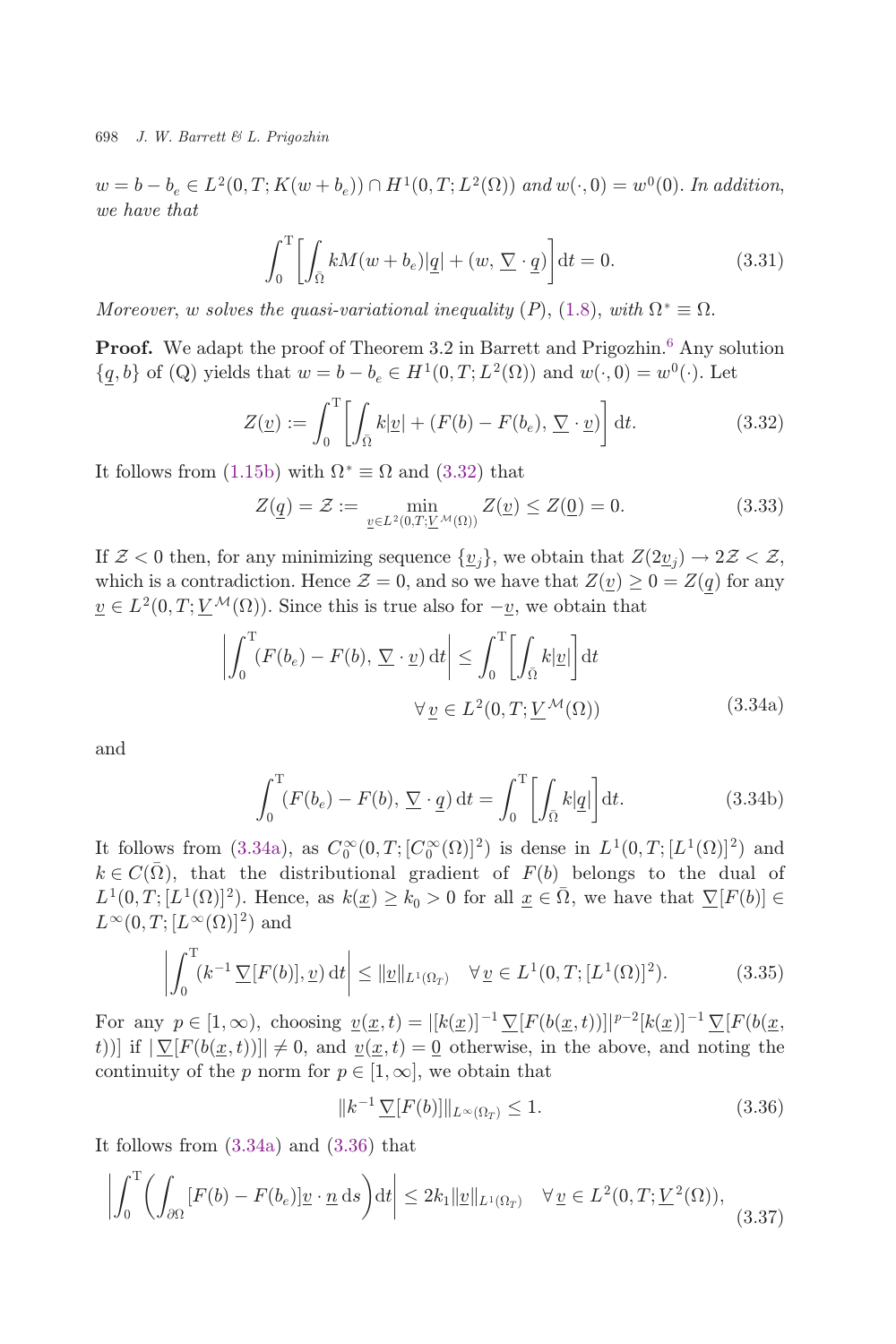$w = b - b_e \in L^2(0, T; K(w + b_e)) \cap H^1(0, T; L^2(\Omega))$ *and* $w(\cdot, 0) = w^0(0)$. *In addition, we have that*

$$\int_0^T \left[ \int_{\bar{\Omega}} kM(w + b_e)|\underline{q}| + (w, \underline{\nabla} \cdot \underline{q}) \right] \mathrm{d}t = 0. \tag{3.31}$$

*Moreover,* $w$ *solves the quasi-variational inequality* (P), (1.8), *with* $\Omega^* \equiv \Omega$.

**Proof.** We adapt the proof of Theorem 3.2 in Barrett and Prigozhin.[6] Any solution $\{\underline{q}, b\}$ of (Q) yields that $w = b - b_e \in H^1(0, T; L^2(\Omega))$ and $w(\cdot, 0) = w^0(\cdot)$. Let

$$Z(\underline{v}) := \int_0^T \left[ \int_{\bar{\Omega}} k|\underline{v}| + (F(b) - F(b_e), \underline{\nabla} \cdot \underline{v}) \right] \mathrm{d}t. \tag{3.32}$$

It follows from (1.15b) with $\Omega^* \equiv \Omega$ and (3.32) that

$$Z(\underline{q}) = \mathcal{Z} := \min_{\underline{v} \in L^2(0,T;\underline{V}^{\mathcal{M}}(\Omega))} Z(\underline{v}) \leq Z(\underline{0}) = 0. \tag{3.33}$$

If $\mathcal{Z} < 0$ then, for any minimizing sequence $\{\underline{v}_j\}$, we obtain that $Z(2\underline{v}_j) \to 2\mathcal{Z} < \mathcal{Z}$, which is a contradiction. Hence $\mathcal{Z} = 0$, and so we have that $Z(\underline{v}) \geq 0 = Z(\underline{q})$ for any $\underline{v} \in L^2(0, T; \underline{V}^{\mathcal{M}}(\Omega))$. Since this is true also for $-\underline{v}$, we obtain that

$$\left| \int_0^T (F(b_e) - F(b), \underline{\nabla} \cdot \underline{v})\, \mathrm{d}t \right| \leq \int_0^T \left[ \int_{\bar{\Omega}} k|\underline{v}| \right] \mathrm{d}t \qquad \forall\, \underline{v} \in L^2(0, T; \underline{V}^{\mathcal{M}}(\Omega)) \tag{3.34a}$$

and

$$\int_0^T (F(b_e) - F(b), \underline{\nabla} \cdot \underline{q})\, \mathrm{d}t = \int_0^T \left[ \int_{\bar{\Omega}} k|\underline{q}| \right] \mathrm{d}t. \tag{3.34b}$$

It follows from (3.34a), as $C_0^\infty(0, T; [C_0^\infty(\Omega)]^2)$ is dense in $L^1(0, T; [L^1(\Omega)]^2)$ and $k \in C(\bar{\Omega})$, that the distributional gradient of $F(b)$ belongs to the dual of $L^1(0, T; [L^1(\Omega)]^2)$. Hence, as $k(\underline{x}) \geq k_0 > 0$ for all $\underline{x} \in \bar{\Omega}$, we have that $\underline{\nabla}[F(b)] \in L^\infty(0, T; [L^\infty(\Omega)]^2)$ and

$$\left| \int_0^T (k^{-1}\, \underline{\nabla}[F(b)], \underline{v})\, \mathrm{d}t \right| \leq \|\underline{v}\|_{L^1(\Omega_T)} \quad \forall\, \underline{v} \in L^1(0, T; [L^1(\Omega)]^2). \tag{3.35}$$

For any $p \in [1, \infty)$, choosing $\underline{v}(\underline{x}, t) = |[k(\underline{x})]^{-1}\, \underline{\nabla}[F(b(\underline{x}, t))]|^{p-2}[k(\underline{x})]^{-1}\, \underline{\nabla}[F(b(\underline{x}, t))]$ if $|\underline{\nabla}[F(b(\underline{x}, t))]| \neq 0$, and $\underline{v}(\underline{x}, t) = \underline{0}$ otherwise, in the above, and noting the continuity of the $p$ norm for $p \in [1, \infty]$, we obtain that

$$\|k^{-1}\, \underline{\nabla}[F(b)]\|_{L^\infty(\Omega_T)} \leq 1. \tag{3.36}$$

It follows from (3.34a) and (3.36) that

$$\left| \int_0^T \left( \int_{\partial\Omega} [F(b) - F(b_e)]\underline{v} \cdot \underline{n}\, \mathrm{d}s \right) \mathrm{d}t \right| \leq 2k_1 \|\underline{v}\|_{L^1(\Omega_T)} \quad \forall\, \underline{v} \in L^2(0, T; \underline{V}^2(\Omega)), \tag{3.37}$$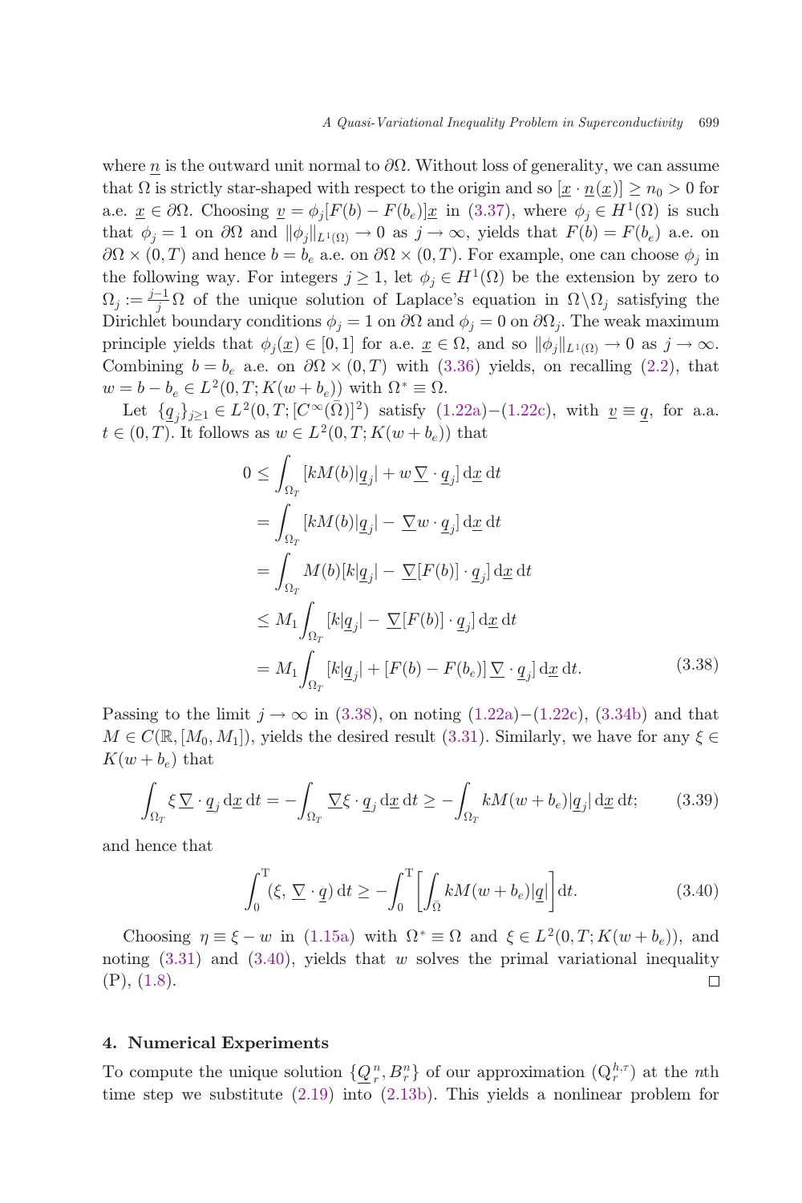where $\underline{n}$ is the outward unit normal to $\partial\Omega$. Without loss of generality, we can assume that $\Omega$ is strictly star-shaped with respect to the origin and so $[\underline{x} \cdot \underline{n}(\underline{x})] \geq n_0 > 0$ for a.e. $\underline{x} \in \partial\Omega$. Choosing $\underline{v} = \phi_j[F(b) - F(b_e)]\underline{x}$ in (3.37), where $\phi_j \in H^1(\Omega)$ is such that $\phi_j = 1$ on $\partial\Omega$ and $\|\phi_j\|_{L^1(\Omega)} \to 0$ as $j \to \infty$, yields that $F(b) = F(b_e)$ a.e. on $\partial\Omega \times (0, T)$ and hence $b = b_e$ a.e. on $\partial\Omega \times (0, T)$. For example, one can choose $\phi_j$ in the following way. For integers $j \geq 1$, let $\phi_j \in H^1(\Omega)$ be the extension by zero to $\Omega_j := \frac{j-1}{j}\Omega$ of the unique solution of Laplace's equation in $\Omega \backslash \Omega_j$ satisfying the Dirichlet boundary conditions $\phi_j = 1$ on $\partial\Omega$ and $\phi_j = 0$ on $\partial\Omega_j$. The weak maximum principle yields that $\phi_j(\underline{x}) \in [0, 1]$ for a.e. $\underline{x} \in \Omega$, and so $\|\phi_j\|_{L^1(\Omega)} \to 0$ as $j \to \infty$. Combining $b = b_e$ a.e. on $\partial\Omega \times (0, T)$ with (3.36) yields, on recalling (2.2), that $w = b - b_e \in L^2(0, T; K(w + b_e))$ with $\Omega^* \equiv \Omega$.

Let $\{\underline{q}_j\}_{j \geq 1} \in L^2(0, T; [C^\infty(\bar{\Omega})]^2)$ satisfy (1.22a)−(1.22c), with $\underline{v} \equiv \underline{q}$, for a.a. $t \in (0, T)$. It follows as $w \in L^2(0, T; K(w + b_e))$ that

$$
\begin{aligned}
0 &\leq \int_{\Omega_T} [kM(b)|\underline{q}_j| + w\,\underline{\nabla} \cdot \underline{q}_j]\,\mathrm{d}\underline{x}\,\mathrm{d}t \\
&= \int_{\Omega_T} [kM(b)|\underline{q}_j| - \underline{\nabla} w \cdot \underline{q}_j]\,\mathrm{d}\underline{x}\,\mathrm{d}t \\
&= \int_{\Omega_T} M(b)[k|\underline{q}_j| - \underline{\nabla}[F(b)] \cdot \underline{q}_j]\,\mathrm{d}\underline{x}\,\mathrm{d}t \\
&\leq M_1 \int_{\Omega_T} [k|\underline{q}_j| - \underline{\nabla}[F(b)] \cdot \underline{q}_j]\,\mathrm{d}\underline{x}\,\mathrm{d}t \\
&= M_1 \int_{\Omega_T} [k|\underline{q}_j| + [F(b) - F(b_e)]\,\underline{\nabla} \cdot \underline{q}_j]\,\mathrm{d}\underline{x}\,\mathrm{d}t.
\end{aligned}
\tag{3.38}
$$

Passing to the limit $j \to \infty$ in (3.38), on noting (1.22a)−(1.22c), (3.34b) and that $M \in C(\mathbb{R}, [M_0, M_1])$, yields the desired result (3.31). Similarly, we have for any $\xi \in K(w + b_e)$ that

$$
\int_{\Omega_T} \xi\,\underline{\nabla} \cdot \underline{q}_j\,\mathrm{d}\underline{x}\,\mathrm{d}t = -\int_{\Omega_T} \underline{\nabla}\xi \cdot \underline{q}_j\,\mathrm{d}\underline{x}\,\mathrm{d}t \geq -\int_{\Omega_T} kM(w + b_e)|\underline{q}_j|\,\mathrm{d}\underline{x}\,\mathrm{d}t; \tag{3.39}
$$

and hence that

$$
\int_0^{\mathrm{T}} (\xi, \underline{\nabla} \cdot \underline{q})\,\mathrm{d}t \geq -\int_0^{\mathrm{T}} \left[\int_{\bar{\Omega}} kM(w + b_e)|\underline{q}|\right]\mathrm{d}t. \tag{3.40}
$$

Choosing $\eta \equiv \xi - w$ in (1.15a) with $\Omega^* \equiv \Omega$ and $\xi \in L^2(0, T; K(w + b_e))$, and noting (3.31) and (3.40), yields that $w$ solves the primal variational inequality (P), (1.8). □

## 4. Numerical Experiments

To compute the unique solution $\{\underline{Q}_r^n, B_r^n\}$ of our approximation $(\mathrm{Q}_r^{h,\tau})$ at the $n$th time step we substitute (2.19) into (2.13b). This yields a nonlinear problem for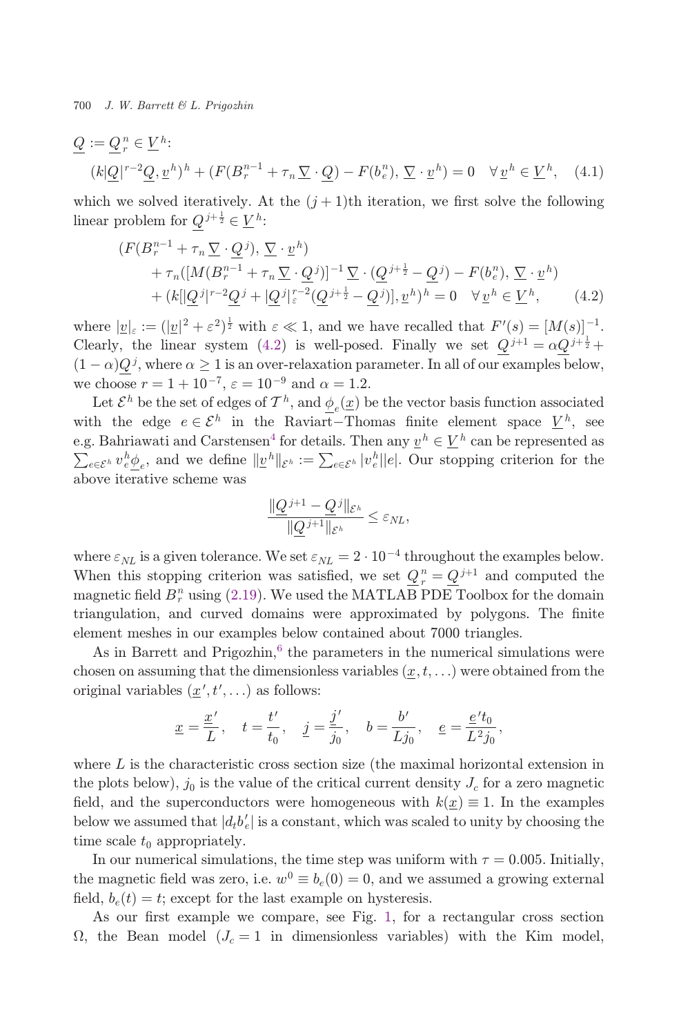$\underline{Q} := \underline{Q}_r^n \in \underline{V}^h$:

$$(k|\underline{Q}|^{r-2}\underline{Q}, \underline{v}^h)^h + (F(B_r^{n-1} + \tau_n \underline{\nabla} \cdot \underline{Q}) - F(b_e^n), \underline{\nabla} \cdot \underline{v}^h) = 0 \quad \forall \underline{v}^h \in \underline{V}^h, \quad (4.1)$$

which we solved iteratively. At the $(j+1)$th iteration, we first solve the following linear problem for $\underline{Q}^{j+\frac{1}{2}} \in \underline{V}^h$:

$$\begin{aligned}
&(F(B_r^{n-1} + \tau_n \underline{\nabla} \cdot \underline{Q}^j), \underline{\nabla} \cdot \underline{v}^h) \\
&\quad + \tau_n([M(B_r^{n-1} + \tau_n \underline{\nabla} \cdot \underline{Q}^j)]^{-1} \underline{\nabla} \cdot (\underline{Q}^{j+\frac{1}{2}} - \underline{Q}^j) - F(b_e^n), \underline{\nabla} \cdot \underline{v}^h) \\
&\quad + (k[|\underline{Q}^j|^{r-2}\underline{Q}^j + |\underline{Q}^j|_\varepsilon^{r-2}(\underline{Q}^{j+\frac{1}{2}} - \underline{Q}^j)], \underline{v}^h)^h = 0 \quad \forall \underline{v}^h \in \underline{V}^h, \qquad (4.2)
\end{aligned}$$

where $|\underline{v}|_\varepsilon := (|\underline{v}|^2 + \varepsilon^2)^{\frac{1}{2}}$ with $\varepsilon \ll 1$, and we have recalled that $F'(s) = [M(s)]^{-1}$. Clearly, the linear system (4.2) is well-posed. Finally we set $\underline{Q}^{j+1} = \alpha \underline{Q}^{j+\frac{1}{2}} + (1-\alpha)\underline{Q}^j$, where $\alpha \geq 1$ is an over-relaxation parameter. In all of our examples below, we choose $r = 1 + 10^{-7}$, $\varepsilon = 10^{-9}$ and $\alpha = 1.2$.

Let $\mathcal{E}^h$ be the set of edges of $\mathcal{T}^h$, and $\underline{\phi}_e(\underline{x})$ be the vector basis function associated with the edge $e \in \mathcal{E}^h$ in the Raviart–Thomas finite element space $\underline{V}^h$, see e.g. Bahriawati and Carstensen[4] for details. Then any $\underline{v}^h \in \underline{V}^h$ can be represented as $\sum_{e \in \mathcal{E}^h} v_e^h \underline{\phi}_e$, and we define $\|\underline{v}^h\|_{\mathcal{E}^h} := \sum_{e \in \mathcal{E}^h} |v_e^h||e|$. Our stopping criterion for the above iterative scheme was

$$\frac{\|\underline{Q}^{j+1} - \underline{Q}^j\|_{\mathcal{E}^h}}{\|\underline{Q}^{j+1}\|_{\mathcal{E}^h}} \leq \varepsilon_{NL},$$

where $\varepsilon_{NL}$ is a given tolerance. We set $\varepsilon_{NL} = 2 \cdot 10^{-4}$ throughout the examples below. When this stopping criterion was satisfied, we set $\underline{Q}_r^n = \underline{Q}^{j+1}$ and computed the magnetic field $B_r^n$ using (2.19). We used the MATLAB PDE Toolbox for the domain triangulation, and curved domains were approximated by polygons. The finite element meshes in our examples below contained about 7000 triangles.

As in Barrett and Prigozhin,[6] the parameters in the numerical simulations were chosen on assuming that the dimensionless variables $(\underline{x}, t, \ldots)$ were obtained from the original variables $(\underline{x}', t', \ldots)$ as follows:

$$\underline{x} = \frac{\underline{x}'}{L}, \quad t = \frac{t'}{t_0}, \quad \underline{j} = \frac{\underline{j}'}{j_0}, \quad b = \frac{b'}{Lj_0}, \quad \underline{e} = \frac{\underline{e}' t_0}{L^2 j_0},$$

where $L$ is the characteristic cross section size (the maximal horizontal extension in the plots below), $j_0$ is the value of the critical current density $J_c$ for a zero magnetic field, and the superconductors were homogeneous with $k(\underline{x}) \equiv 1$. In the examples below we assumed that $|d_t b_e'|$ is a constant, which was scaled to unity by choosing the time scale $t_0$ appropriately.

In our numerical simulations, the time step was uniform with $\tau = 0.005$. Initially, the magnetic field was zero, i.e. $w^0 \equiv b_e(0) = 0$, and we assumed a growing external field, $b_e(t) = t$; except for the last example on hysteresis.

As our first example we compare, see Fig. 1, for a rectangular cross section $\Omega$, the Bean model ($J_c = 1$ in dimensionless variables) with the Kim model,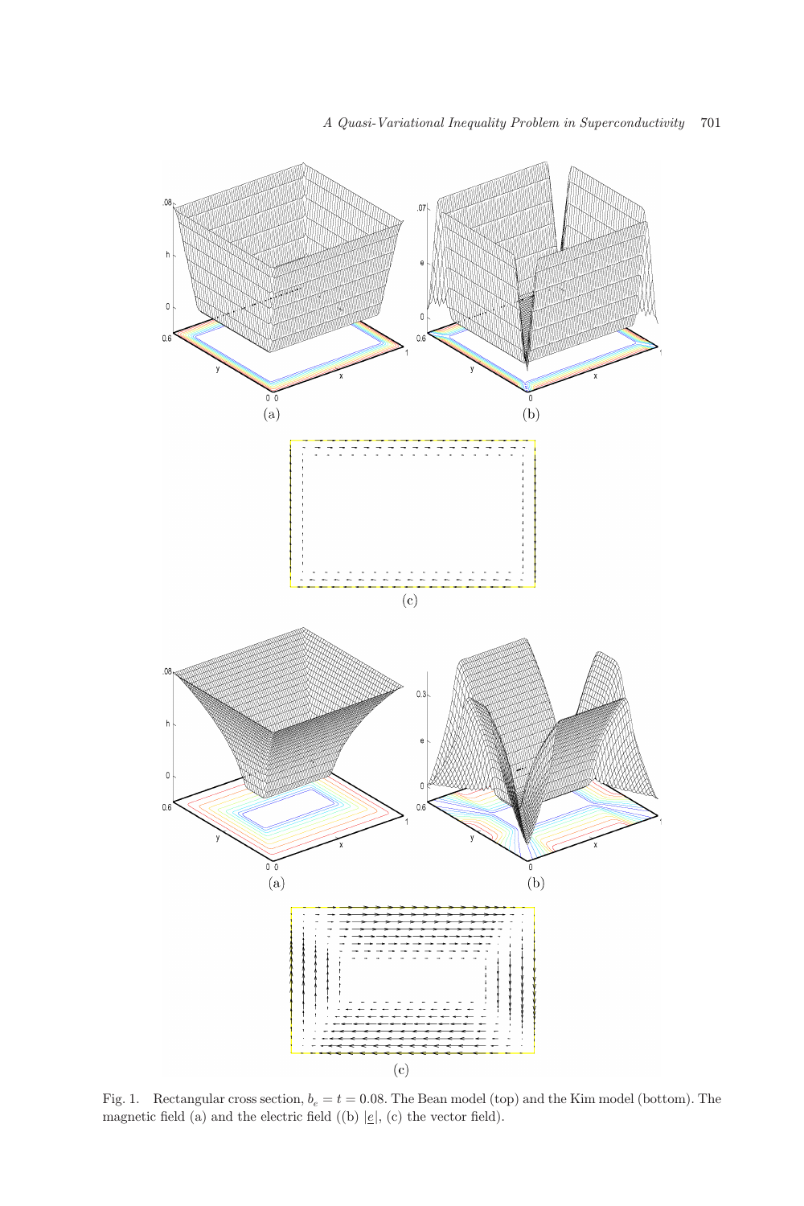Fig. 1. Rectangular cross section, $b_e = t = 0.08$. The Bean model (top) and the Kim model (bottom). The magnetic field (a) and the electric field ((b) $|\underline{e}|$, (c) the vector field).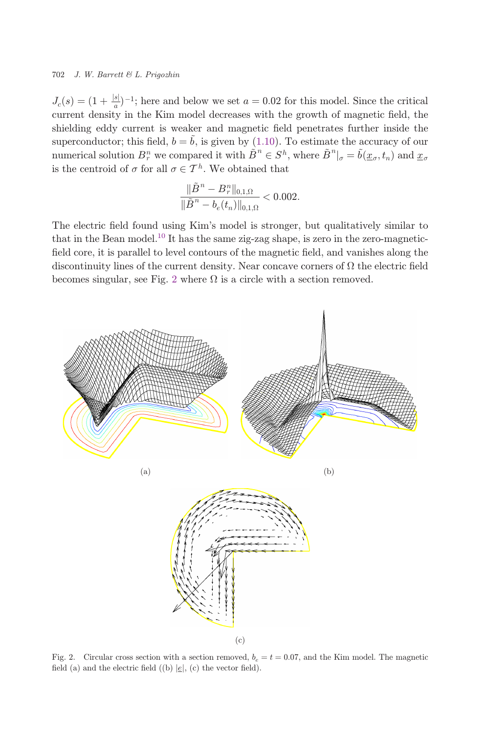$J_c(s) = (1 + \frac{|s|}{a})^{-1}$; here and below we set $a = 0.02$ for this model. Since the critical current density in the Kim model decreases with the growth of magnetic field, the shielding eddy current is weaker and magnetic field penetrates further inside the superconductor; this field, $b = \tilde{b}$, is given by (1.10). To estimate the accuracy of our numerical solution $B_r^n$ we compared it with $\tilde{B}^n \in S^h$, where $\tilde{B}^n|_\sigma = \tilde{b}(\underline{x}_\sigma, t_n)$ and $\underline{x}_\sigma$ is the centroid of $\sigma$ for all $\sigma \in \mathcal{T}^h$. We obtained that

$$\frac{\|\tilde{B}^n - B_r^n\|_{0,1,\Omega}}{\|\tilde{B}^n - b_e(t_n)\|_{0,1,\Omega}} < 0.002.$$

The electric field found using Kim's model is stronger, but qualitatively similar to that in the Bean model.[10] It has the same zig-zag shape, is zero in the zero-magnetic-field core, it is parallel to level contours of the magnetic field, and vanishes along the discontinuity lines of the current density. Near concave corners of $\Omega$ the electric field becomes singular, see Fig. 2 where $\Omega$ is a circle with a section removed.

(a)

(b)

(c)

Fig. 2. Circular cross section with a section removed, $b_e = t = 0.07$, and the Kim model. The magnetic field (a) and the electric field ((b) $|\underline{e}|$, (c) the vector field).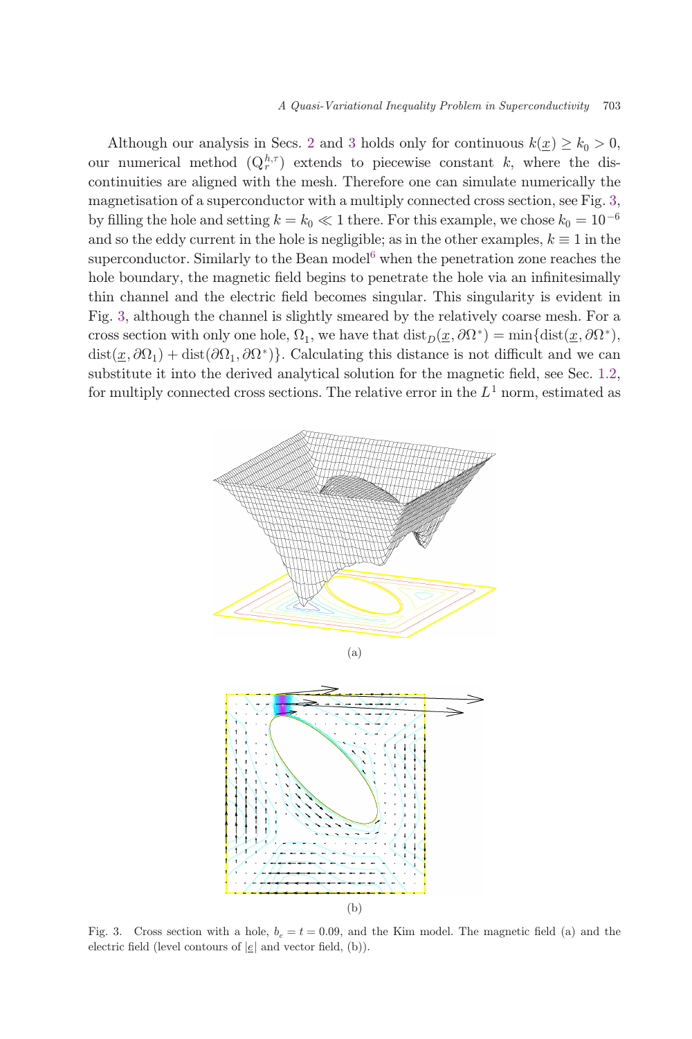Although our analysis in Secs. 2 and 3 holds only for continuous $k(\underline{x}) \geq k_0 > 0$, our numerical method $(\mathrm{Q}_r^{h,\tau})$ extends to piecewise constant $k$, where the discontinuities are aligned with the mesh. Therefore one can simulate numerically the magnetisation of a superconductor with a multiply connected cross section, see Fig. 3, by filling the hole and setting $k = k_0 \ll 1$ there. For this example, we chose $k_0 = 10^{-6}$ and so the eddy current in the hole is negligible; as in the other examples, $k \equiv 1$ in the superconductor. Similarly to the Bean model[6] when the penetration zone reaches the hole boundary, the magnetic field begins to penetrate the hole via an infinitesimally thin channel and the electric field becomes singular. This singularity is evident in Fig. 3, although the channel is slightly smeared by the relatively coarse mesh. For a cross section with only one hole, $\Omega_1$, we have that $\mathrm{dist}_D(\underline{x}, \partial\Omega^*) = \min\{\mathrm{dist}(\underline{x}, \partial\Omega^*),\ \mathrm{dist}(\underline{x}, \partial\Omega_1) + \mathrm{dist}(\partial\Omega_1, \partial\Omega^*)\}$. Calculating this distance is not difficult and we can substitute it into the derived analytical solution for the magnetic field, see Sec. 1.2, for multiply connected cross sections. The relative error in the $L^1$ norm, estimated as

(a)

(b)

Fig. 3. Cross section with a hole, $b_e = t = 0.09$, and the Kim model. The magnetic field (a) and the electric field (level contours of $|\underline{e}|$ and vector field, (b)).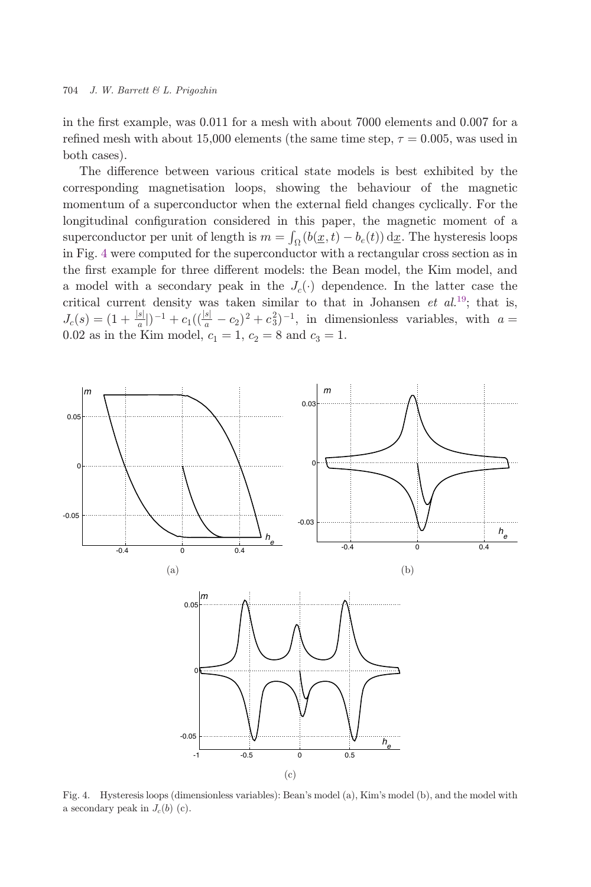in the first example, was 0.011 for a mesh with about 7000 elements and 0.007 for a refined mesh with about 15,000 elements (the same time step, $\tau = 0.005$, was used in both cases).

The difference between various critical state models is best exhibited by the corresponding magnetisation loops, showing the behaviour of the magnetic momentum of a superconductor when the external field changes cyclically. For the longitudinal configuration considered in this paper, the magnetic moment of a superconductor per unit of length is $m = \int_\Omega (b(\underline{x}, t) - b_e(t))\, \mathrm{d}\underline{x}$. The hysteresis loops in Fig. 4 were computed for the superconductor with a rectangular cross section as in the first example for three different models: the Bean model, the Kim model, and a model with a secondary peak in the $J_c(\cdot)$ dependence. In the latter case the critical current density was taken similar to that in Johansen *et al.*[19]; that is, $J_c(s) = (1 + \frac{|s|}{a}|)^{-1} + c_1((\frac{|s|}{a} - c_2)^2 + c_3^2)^{-1}$, in dimensionless variables, with $a = 0.02$ as in the Kim model, $c_1 = 1$, $c_2 = 8$ and $c_3 = 1$.

Fig. 4. Hysteresis loops (dimensionless variables): Bean's model (a), Kim's model (b), and the model with a secondary peak in $J_c(b)$ (c).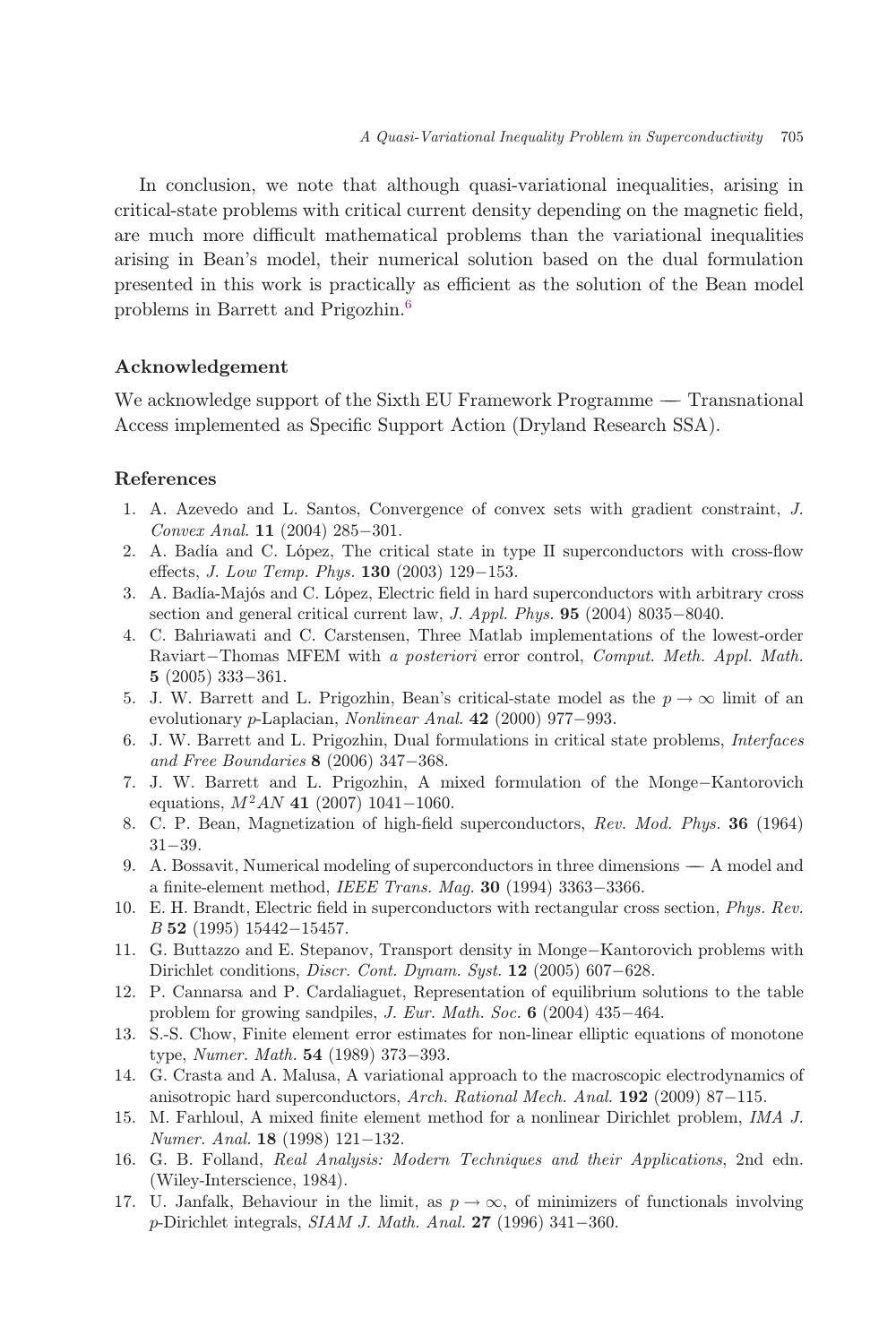In conclusion, we note that although quasi-variational inequalities, arising in critical-state problems with critical current density depending on the magnetic field, are much more difficult mathematical problems than the variational inequalities arising in Bean's model, their numerical solution based on the dual formulation presented in this work is practically as efficient as the solution of the Bean model problems in Barrett and Prigozhin.[6]

### Acknowledgement

We acknowledge support of the Sixth EU Framework Programme — Transnational Access implemented as Specific Support Action (Dryland Research SSA).

### References

1. A. Azevedo and L. Santos, Convergence of convex sets with gradient constraint, *J. Convex Anal.* **11** (2004) 285−301.
2. A. Badía and C. López, The critical state in type II superconductors with cross-flow effects, *J. Low Temp. Phys.* **130** (2003) 129−153.
3. A. Badía-Majós and C. López, Electric field in hard superconductors with arbitrary cross section and general critical current law, *J. Appl. Phys.* **95** (2004) 8035−8040.
4. C. Bahriawati and C. Carstensen, Three Matlab implementations of the lowest-order Raviart−Thomas MFEM with *a posteriori* error control, *Comput. Meth. Appl. Math.* **5** (2005) 333−361.
5. J. W. Barrett and L. Prigozhin, Bean's critical-state model as the $p \to \infty$ limit of an evolutionary $p$-Laplacian, *Nonlinear Anal.* **42** (2000) 977−993.
6. J. W. Barrett and L. Prigozhin, Dual formulations in critical state problems, *Interfaces and Free Boundaries* **8** (2006) 347−368.
7. J. W. Barrett and L. Prigozhin, A mixed formulation of the Monge−Kantorovich equations, $M^2AN$ **41** (2007) 1041−1060.
8. C. P. Bean, Magnetization of high-field superconductors, *Rev. Mod. Phys.* **36** (1964) 31−39.
9. A. Bossavit, Numerical modeling of superconductors in three dimensions — A model and a finite-element method, *IEEE Trans. Mag.* **30** (1994) 3363−3366.
10. E. H. Brandt, Electric field in superconductors with rectangular cross section, *Phys. Rev. B* **52** (1995) 15442−15457.
11. G. Buttazzo and E. Stepanov, Transport density in Monge−Kantorovich problems with Dirichlet conditions, *Discr. Cont. Dynam. Syst.* **12** (2005) 607−628.
12. P. Cannarsa and P. Cardaliaguet, Representation of equilibrium solutions to the table problem for growing sandpiles, *J. Eur. Math. Soc.* **6** (2004) 435−464.
13. S.-S. Chow, Finite element error estimates for non-linear elliptic equations of monotone type, *Numer. Math.* **54** (1989) 373−393.
14. G. Crasta and A. Malusa, A variational approach to the macroscopic electrodynamics of anisotropic hard superconductors, *Arch. Rational Mech. Anal.* **192** (2009) 87−115.
15. M. Farhloul, A mixed finite element method for a nonlinear Dirichlet problem, *IMA J. Numer. Anal.* **18** (1998) 121−132.
16. G. B. Folland, *Real Analysis: Modern Techniques and their Applications*, 2nd edn. (Wiley-Interscience, 1984).
17. U. Janfalk, Behaviour in the limit, as $p \to \infty$, of minimizers of functionals involving $p$-Dirichlet integrals, *SIAM J. Math. Anal.* **27** (1996) 341−360.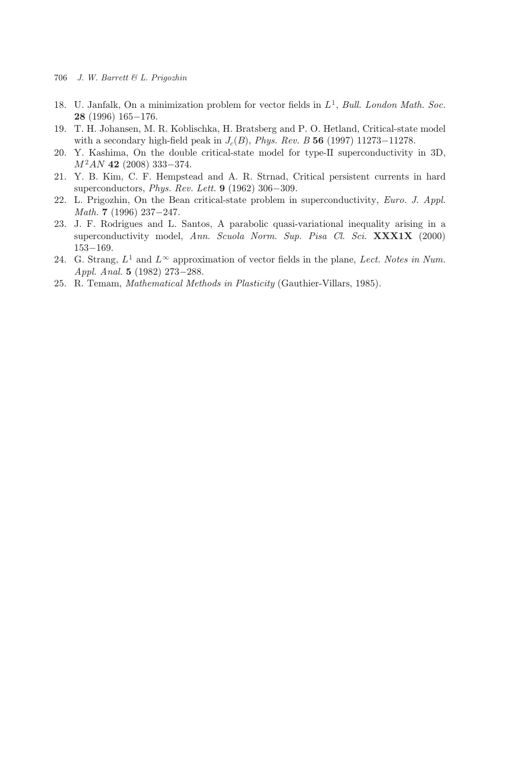18. U. Janfalk, On a minimization problem for vector fields in $L^1$, *Bull. London Math. Soc.* **28** (1996) 165−176.
19. T. H. Johansen, M. R. Koblischka, H. Bratsberg and P. O. Hetland, Critical-state model with a secondary high-field peak in $J_c(B)$, *Phys. Rev. B* **56** (1997) 11273−11278.
20. Y. Kashima, On the double critical-state model for type-II superconductivity in 3D, *$M^2AN$* **42** (2008) 333−374.
21. Y. B. Kim, C. F. Hempstead and A. R. Strnad, Critical persistent currents in hard superconductors, *Phys. Rev. Lett.* **9** (1962) 306−309.
22. L. Prigozhin, On the Bean critical-state problem in superconductivity, *Euro. J. Appl. Math.* **7** (1996) 237−247.
23. J. F. Rodrigues and L. Santos, A parabolic quasi-variational inequality arising in a superconductivity model, *Ann. Scuola Norm. Sup. Pisa Cl. Sci.* **XXX1X** (2000) 153−169.
24. G. Strang, $L^1$ and $L^\infty$ approximation of vector fields in the plane, *Lect. Notes in Num. Appl. Anal.* **5** (1982) 273−288.
25. R. Temam, *Mathematical Methods in Plasticity* (Gauthier-Villars, 1985).